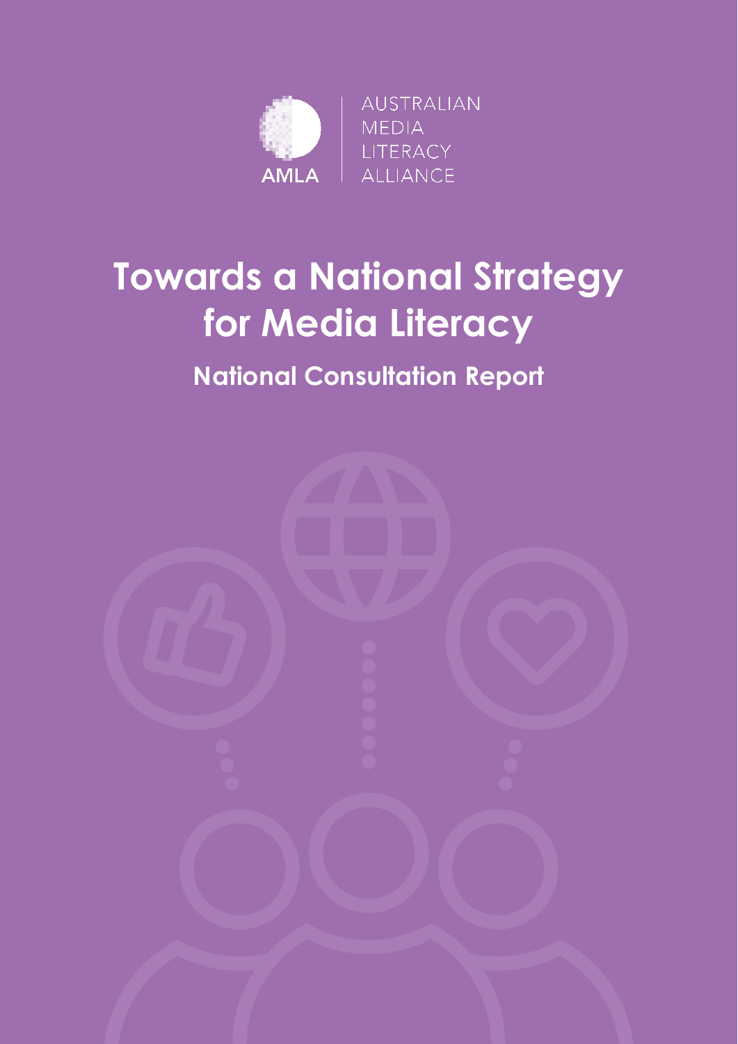AMLA

AUSTRALIAN MEDIA LITERACY ALLIANCE

# Towards a National Strategy for Media Literacy

## National Consultation Report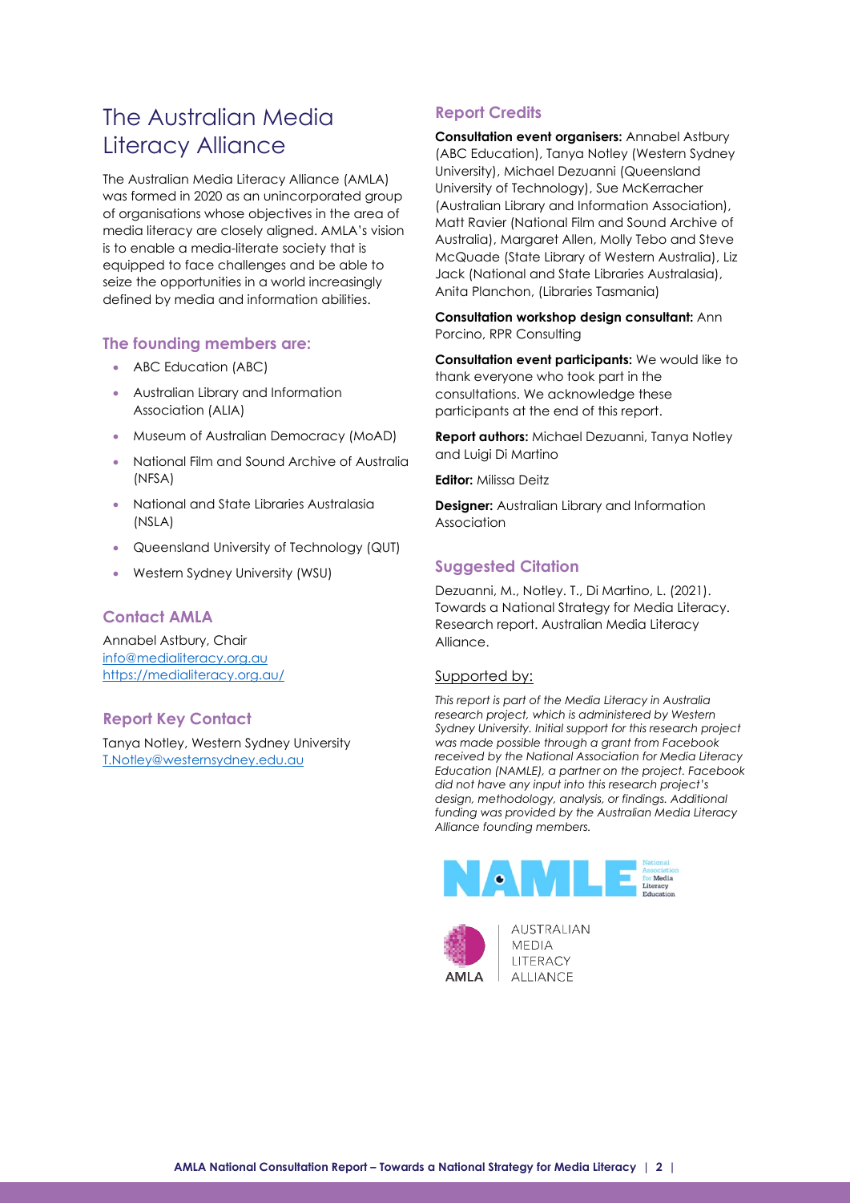# The Australian Media Literacy Alliance

The Australian Media Literacy Alliance (AMLA) was formed in 2020 as an unincorporated group of organisations whose objectives in the area of media literacy are closely aligned. AMLA's vision is to enable a media-literate society that is equipped to face challenges and be able to seize the opportunities in a world increasingly defined by media and information abilities.

## The founding members are:

- ABC Education (ABC)
- Australian Library and Information Association (ALIA)
- Museum of Australian Democracy (MoAD)
- National Film and Sound Archive of Australia (NFSA)
- National and State Libraries Australasia (NSLA)
- Queensland University of Technology (QUT)
- Western Sydney University (WSU)

## Contact AMLA

Annabel Astbury, Chair
info@medialiteracy.org.au
https://medialiteracy.org.au/

## Report Key Contact

Tanya Notley, Western Sydney University
T.Notley@westernsydney.edu.au

## Report Credits

**Consultation event organisers:** Annabel Astbury (ABC Education), Tanya Notley (Western Sydney University), Michael Dezuanni (Queensland University of Technology), Sue McKerracher (Australian Library and Information Association), Matt Ravier (National Film and Sound Archive of Australia), Margaret Allen, Molly Tebo and Steve McQuade (State Library of Western Australia), Liz Jack (National and State Libraries Australasia), Anita Planchon, (Libraries Tasmania)

**Consultation workshop design consultant:** Ann Porcino, RPR Consulting

**Consultation event participants:** We would like to thank everyone who took part in the consultations. We acknowledge these participants at the end of this report.

**Report authors:** Michael Dezuanni, Tanya Notley and Luigi Di Martino

**Editor:** Milissa Deitz

**Designer:** Australian Library and Information Association

## Suggested Citation

Dezuanni, M., Notley. T., Di Martino, L. (2021). Towards a National Strategy for Media Literacy. Research report. Australian Media Literacy Alliance.

Supported by:

*This report is part of the Media Literacy in Australia research project, which is administered by Western Sydney University. Initial support for this research project was made possible through a grant from Facebook received by the National Association for Media Literacy Education (NAMLE), a partner on the project. Facebook did not have any input into this research project's design, methodology, analysis, or findings. Additional funding was provided by the Australian Media Literacy Alliance founding members.*

NAMLE National Association for Media Literacy Education

AMLA AUSTRALIAN MEDIA LITERACY ALLIANCE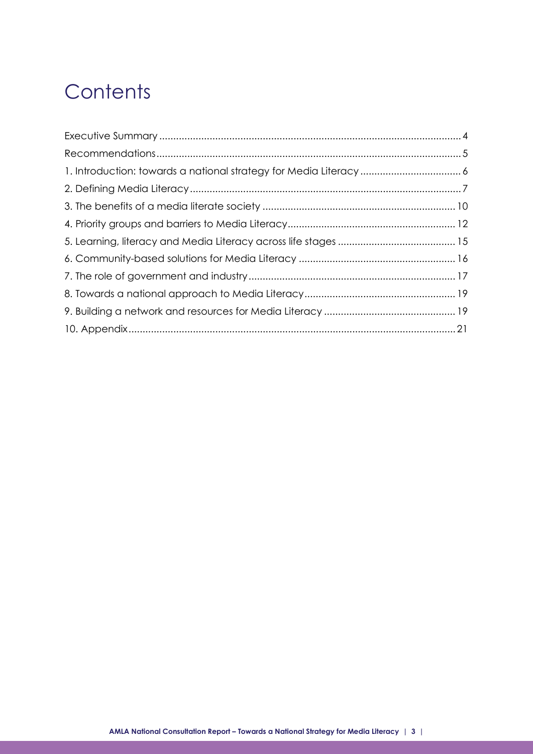# Contents

Executive Summary ........................................................................................................ 4
Recommendations ........................................................................................................ 5
1. Introduction: towards a national strategy for Media Literacy ........................................ 6
2. Defining Media Literacy ............................................................................................... 7
3. The benefits of a media literate society ...................................................................... 10
4. Priority groups and barriers to Media Literacy ............................................................ 12
5. Learning, literacy and Media Literacy across life stages ............................................ 15
6. Community-based solutions for Media Literacy .......................................................... 16
7. The role of government and industry .......................................................................... 17
8. Towards a national approach to Media Literacy .......................................................... 19
9. Building a network and resources for Media Literacy ................................................. 19
10. Appendix .................................................................................................................. 21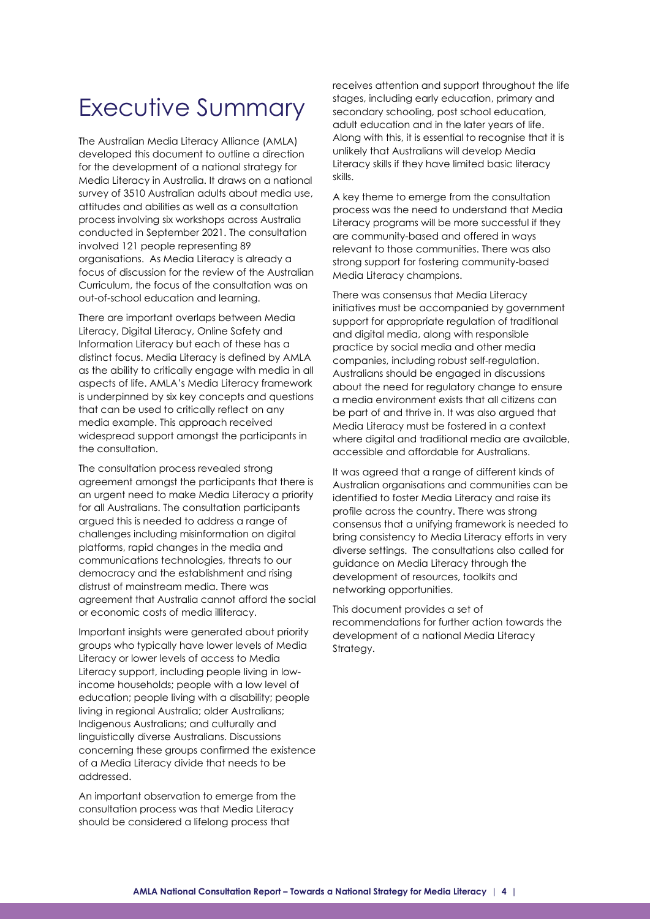# Executive Summary

The Australian Media Literacy Alliance (AMLA) developed this document to outline a direction for the development of a national strategy for Media Literacy in Australia. It draws on a national survey of 3510 Australian adults about media use, attitudes and abilities as well as a consultation process involving six workshops across Australia conducted in September 2021. The consultation involved 121 people representing 89 organisations. As Media Literacy is already a focus of discussion for the review of the Australian Curriculum, the focus of the consultation was on out-of-school education and learning.

There are important overlaps between Media Literacy, Digital Literacy, Online Safety and Information Literacy but each of these has a distinct focus. Media Literacy is defined by AMLA as the ability to critically engage with media in all aspects of life. AMLA's Media Literacy framework is underpinned by six key concepts and questions that can be used to critically reflect on any media example. This approach received widespread support amongst the participants in the consultation.

The consultation process revealed strong agreement amongst the participants that there is an urgent need to make Media Literacy a priority for all Australians. The consultation participants argued this is needed to address a range of challenges including misinformation on digital platforms, rapid changes in the media and communications technologies, threats to our democracy and the establishment and rising distrust of mainstream media. There was agreement that Australia cannot afford the social or economic costs of media illiteracy.

Important insights were generated about priority groups who typically have lower levels of Media Literacy or lower levels of access to Media Literacy support, including people living in low-income households; people with a low level of education; people living with a disability; people living in regional Australia; older Australians; Indigenous Australians; and culturally and linguistically diverse Australians. Discussions concerning these groups confirmed the existence of a Media Literacy divide that needs to be addressed.

An important observation to emerge from the consultation process was that Media Literacy should be considered a lifelong process that receives attention and support throughout the life stages, including early education, primary and secondary schooling, post school education, adult education and in the later years of life. Along with this, it is essential to recognise that it is unlikely that Australians will develop Media Literacy skills if they have limited basic literacy skills.

A key theme to emerge from the consultation process was the need to understand that Media Literacy programs will be more successful if they are community-based and offered in ways relevant to those communities. There was also strong support for fostering community-based Media Literacy champions.

There was consensus that Media Literacy initiatives must be accompanied by government support for appropriate regulation of traditional and digital media, along with responsible practice by social media and other media companies, including robust self-regulation. Australians should be engaged in discussions about the need for regulatory change to ensure a media environment exists that all citizens can be part of and thrive in. It was also argued that Media Literacy must be fostered in a context where digital and traditional media are available, accessible and affordable for Australians.

It was agreed that a range of different kinds of Australian organisations and communities can be identified to foster Media Literacy and raise its profile across the country. There was strong consensus that a unifying framework is needed to bring consistency to Media Literacy efforts in very diverse settings. The consultations also called for guidance on Media Literacy through the development of resources, toolkits and networking opportunities.

This document provides a set of recommendations for further action towards the development of a national Media Literacy Strategy.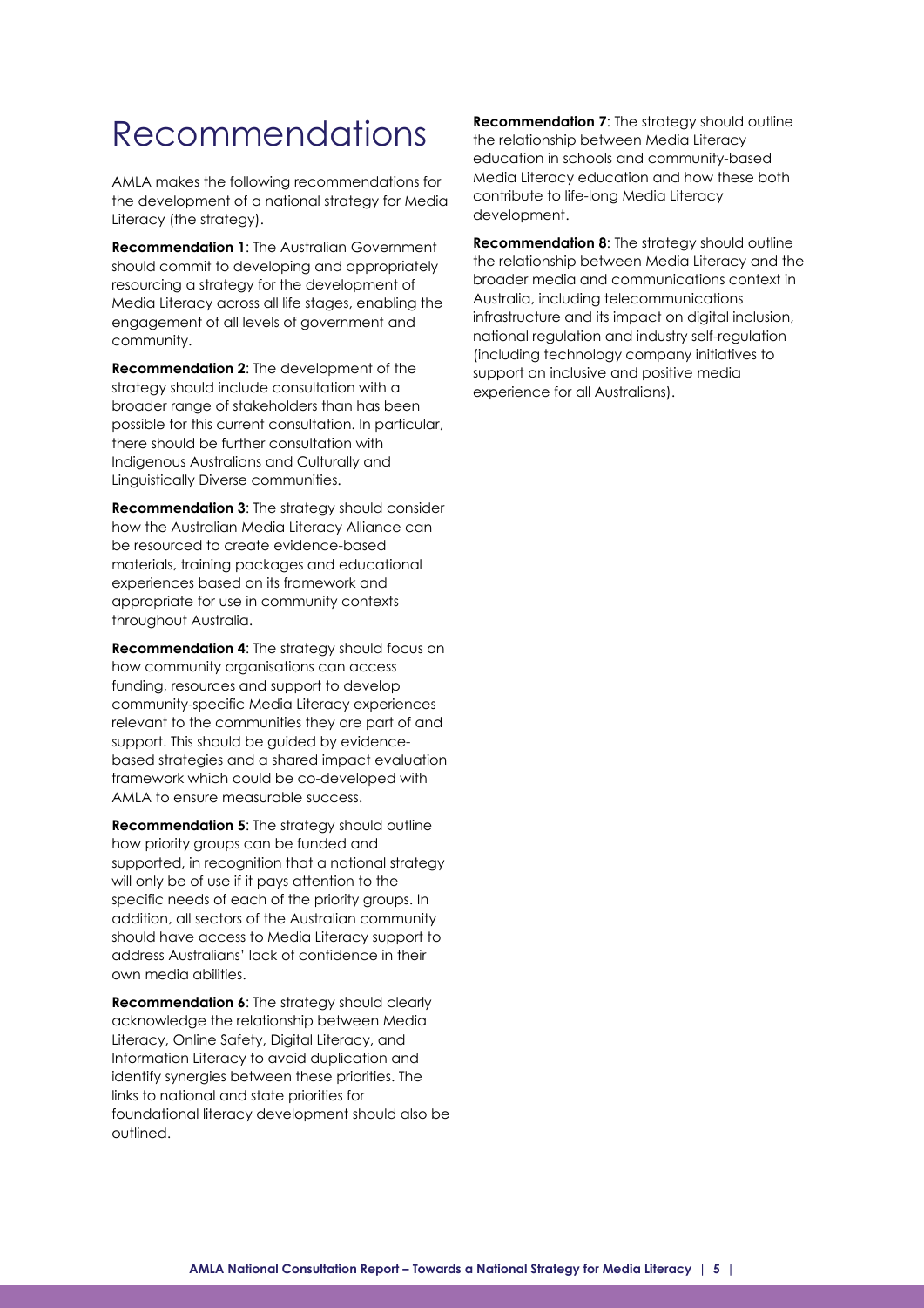# Recommendations

AMLA makes the following recommendations for the development of a national strategy for Media Literacy (the strategy).

**Recommendation 1**: The Australian Government should commit to developing and appropriately resourcing a strategy for the development of Media Literacy across all life stages, enabling the engagement of all levels of government and community.

**Recommendation 2**: The development of the strategy should include consultation with a broader range of stakeholders than has been possible for this current consultation. In particular, there should be further consultation with Indigenous Australians and Culturally and Linguistically Diverse communities.

**Recommendation 3**: The strategy should consider how the Australian Media Literacy Alliance can be resourced to create evidence-based materials, training packages and educational experiences based on its framework and appropriate for use in community contexts throughout Australia.

**Recommendation 4**: The strategy should focus on how community organisations can access funding, resources and support to develop community-specific Media Literacy experiences relevant to the communities they are part of and support. This should be guided by evidence-based strategies and a shared impact evaluation framework which could be co-developed with AMLA to ensure measurable success.

**Recommendation 5**: The strategy should outline how priority groups can be funded and supported, in recognition that a national strategy will only be of use if it pays attention to the specific needs of each of the priority groups. In addition, all sectors of the Australian community should have access to Media Literacy support to address Australians' lack of confidence in their own media abilities.

**Recommendation 6**: The strategy should clearly acknowledge the relationship between Media Literacy, Online Safety, Digital Literacy, and Information Literacy to avoid duplication and identify synergies between these priorities. The links to national and state priorities for foundational literacy development should also be outlined.

**Recommendation 7**: The strategy should outline the relationship between Media Literacy education in schools and community-based Media Literacy education and how these both contribute to life-long Media Literacy development.

**Recommendation 8**: The strategy should outline the relationship between Media Literacy and the broader media and communications context in Australia, including telecommunications infrastructure and its impact on digital inclusion, national regulation and industry self-regulation (including technology company initiatives to support an inclusive and positive media experience for all Australians).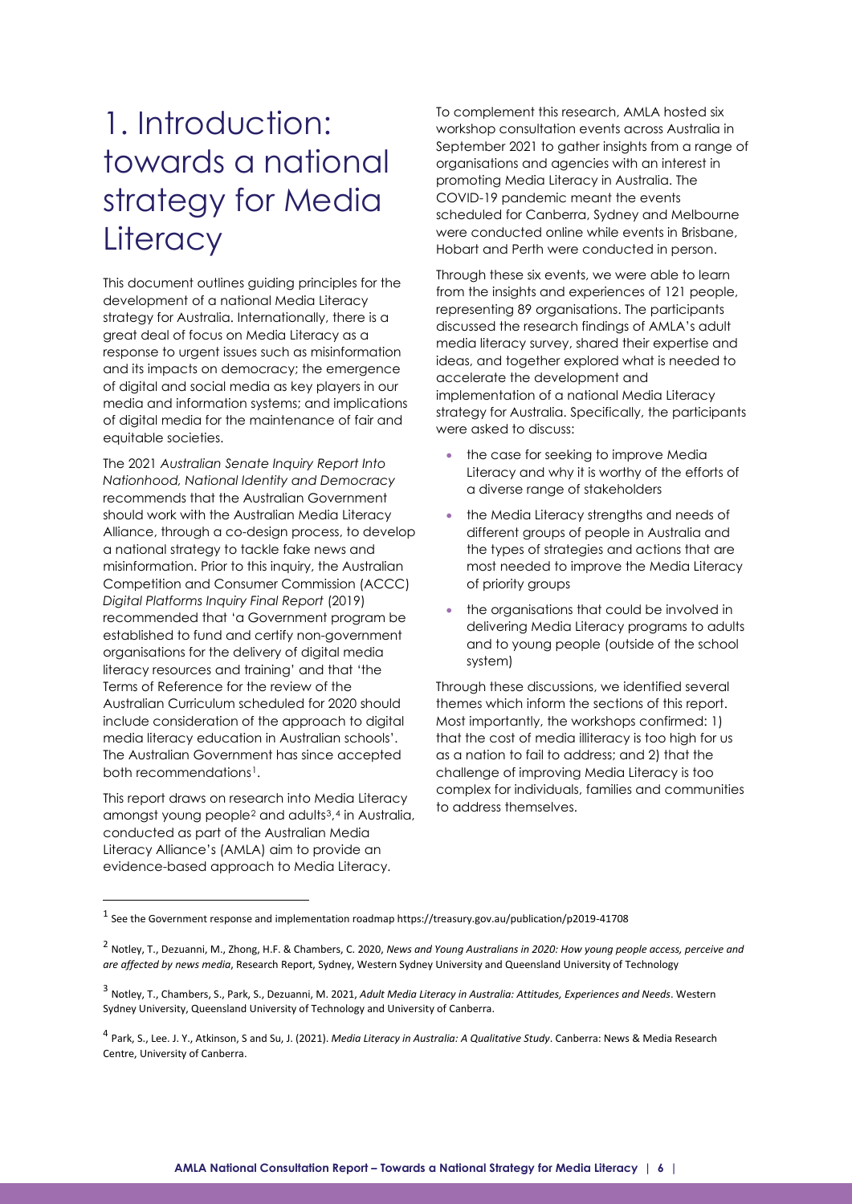# 1. Introduction: towards a national strategy for Media Literacy

This document outlines guiding principles for the development of a national Media Literacy strategy for Australia. Internationally, there is a great deal of focus on Media Literacy as a response to urgent issues such as misinformation and its impacts on democracy; the emergence of digital and social media as key players in our media and information systems; and implications of digital media for the maintenance of fair and equitable societies.

The 2021 *Australian Senate Inquiry Report Into Nationhood, National Identity and Democracy* recommends that the Australian Government should work with the Australian Media Literacy Alliance, through a co-design process, to develop a national strategy to tackle fake news and misinformation. Prior to this inquiry, the Australian Competition and Consumer Commission (ACCC) *Digital Platforms Inquiry Final Report* (2019) recommended that 'a Government program be established to fund and certify non-government organisations for the delivery of digital media literacy resources and training' and that 'the Terms of Reference for the review of the Australian Curriculum scheduled for 2020 should include consideration of the approach to digital media literacy education in Australian schools'. The Australian Government has since accepted both recommendations[1].

This report draws on research into Media Literacy amongst young people[2] and adults[3,4] in Australia, conducted as part of the Australian Media Literacy Alliance's (AMLA) aim to provide an evidence-based approach to Media Literacy.

To complement this research, AMLA hosted six workshop consultation events across Australia in September 2021 to gather insights from a range of organisations and agencies with an interest in promoting Media Literacy in Australia. The COVID-19 pandemic meant the events scheduled for Canberra, Sydney and Melbourne were conducted online while events in Brisbane, Hobart and Perth were conducted in person.

Through these six events, we were able to learn from the insights and experiences of 121 people, representing 89 organisations. The participants discussed the research findings of AMLA's adult media literacy survey, shared their expertise and ideas, and together explored what is needed to accelerate the development and implementation of a national Media Literacy strategy for Australia. Specifically, the participants were asked to discuss:

- the case for seeking to improve Media Literacy and why it is worthy of the efforts of a diverse range of stakeholders
- the Media Literacy strengths and needs of different groups of people in Australia and the types of strategies and actions that are most needed to improve the Media Literacy of priority groups
- the organisations that could be involved in delivering Media Literacy programs to adults and to young people (outside of the school system)

Through these discussions, we identified several themes which inform the sections of this report. Most importantly, the workshops confirmed: 1) that the cost of media illiteracy is too high for us as a nation to fail to address; and 2) that the challenge of improving Media Literacy is too complex for individuals, families and communities to address themselves.

---

[1] See the Government response and implementation roadmap https://treasury.gov.au/publication/p2019-41708

[2] Notley, T., Dezuanni, M., Zhong, H.F. & Chambers, C. 2020, *News and Young Australians in 2020: How young people access, perceive and are affected by news media*, Research Report, Sydney, Western Sydney University and Queensland University of Technology

[3] Notley, T., Chambers, S., Park, S., Dezuanni, M. 2021, *Adult Media Literacy in Australia: Attitudes, Experiences and Needs*. Western Sydney University, Queensland University of Technology and University of Canberra.

[4] Park, S., Lee. J. Y., Atkinson, S and Su, J. (2021). *Media Literacy in Australia: A Qualitative Study*. Canberra: News & Media Research Centre, University of Canberra.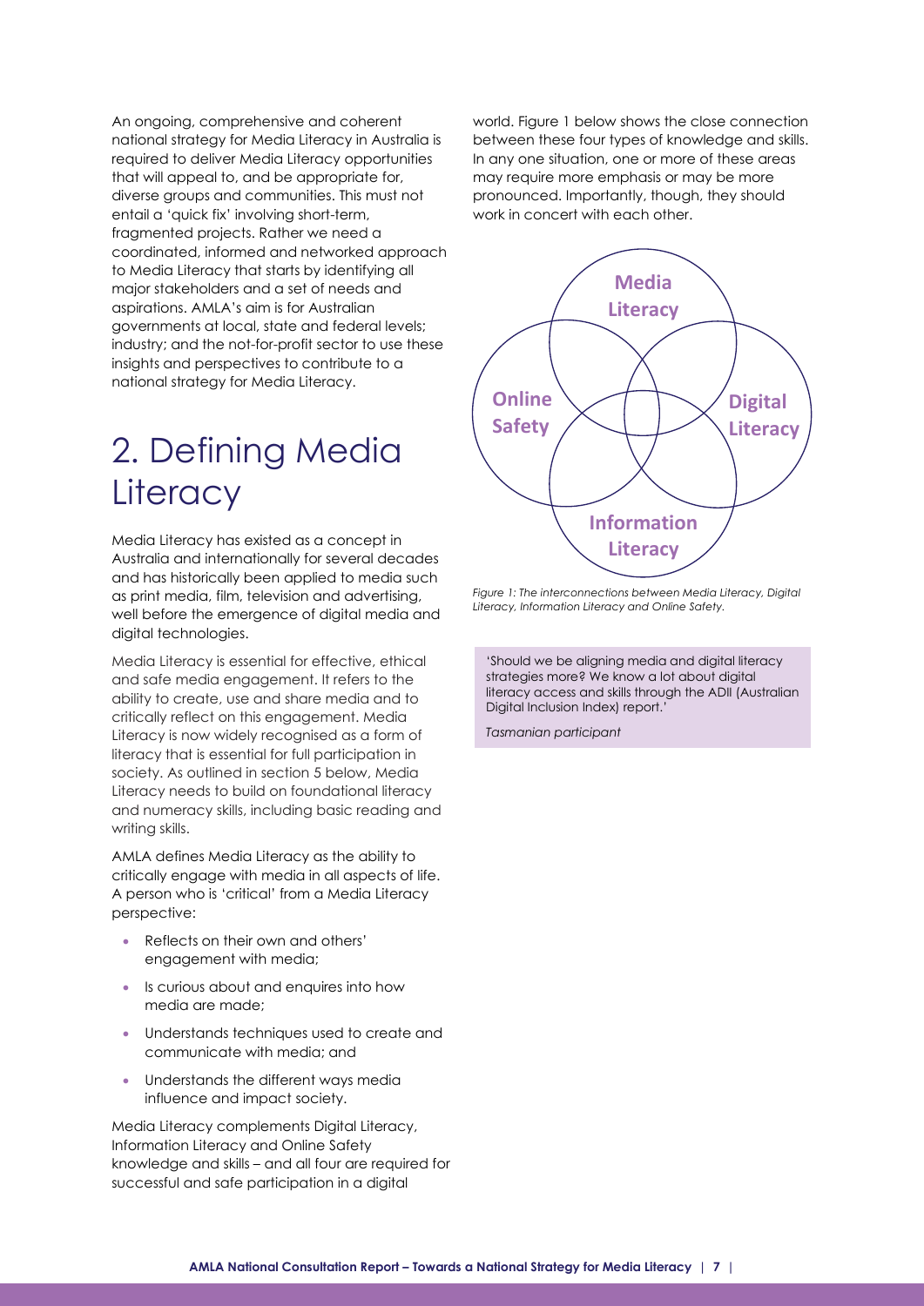An ongoing, comprehensive and coherent national strategy for Media Literacy in Australia is required to deliver Media Literacy opportunities that will appeal to, and be appropriate for, diverse groups and communities. This must not entail a 'quick fix' involving short-term, fragmented projects. Rather we need a coordinated, informed and networked approach to Media Literacy that starts by identifying all major stakeholders and a set of needs and aspirations. AMLA's aim is for Australian governments at local, state and federal levels; industry; and the not-for-profit sector to use these insights and perspectives to contribute to a national strategy for Media Literacy.

# 2. Defining Media Literacy

Media Literacy has existed as a concept in Australia and internationally for several decades and has historically been applied to media such as print media, film, television and advertising, well before the emergence of digital media and digital technologies.

Media Literacy is essential for effective, ethical and safe media engagement. It refers to the ability to create, use and share media and to critically reflect on this engagement. Media Literacy is now widely recognised as a form of literacy that is essential for full participation in society. As outlined in section 5 below, Media Literacy needs to build on foundational literacy and numeracy skills, including basic reading and writing skills.

AMLA defines Media Literacy as the ability to critically engage with media in all aspects of life. A person who is 'critical' from a Media Literacy perspective:

- Reflects on their own and others' engagement with media;
- Is curious about and enquires into how media are made;
- Understands techniques used to create and communicate with media; and
- Understands the different ways media influence and impact society.

Media Literacy complements Digital Literacy, Information Literacy and Online Safety knowledge and skills – and all four are required for successful and safe participation in a digital world. Figure 1 below shows the close connection between these four types of knowledge and skills. In any one situation, one or more of these areas may require more emphasis or may be more pronounced. Importantly, though, they should work in concert with each other.

**Media Literacy** | **Online Safety** | **Digital Literacy** | **Information Literacy**

*Figure 1: The interconnections between Media Literacy, Digital Literacy, Information Literacy and Online Safety.*

> 'Should we be aligning media and digital literacy strategies more? We know a lot about digital literacy access and skills through the ADII (Australian Digital Inclusion Index) report.'
>
> *Tasmanian participant*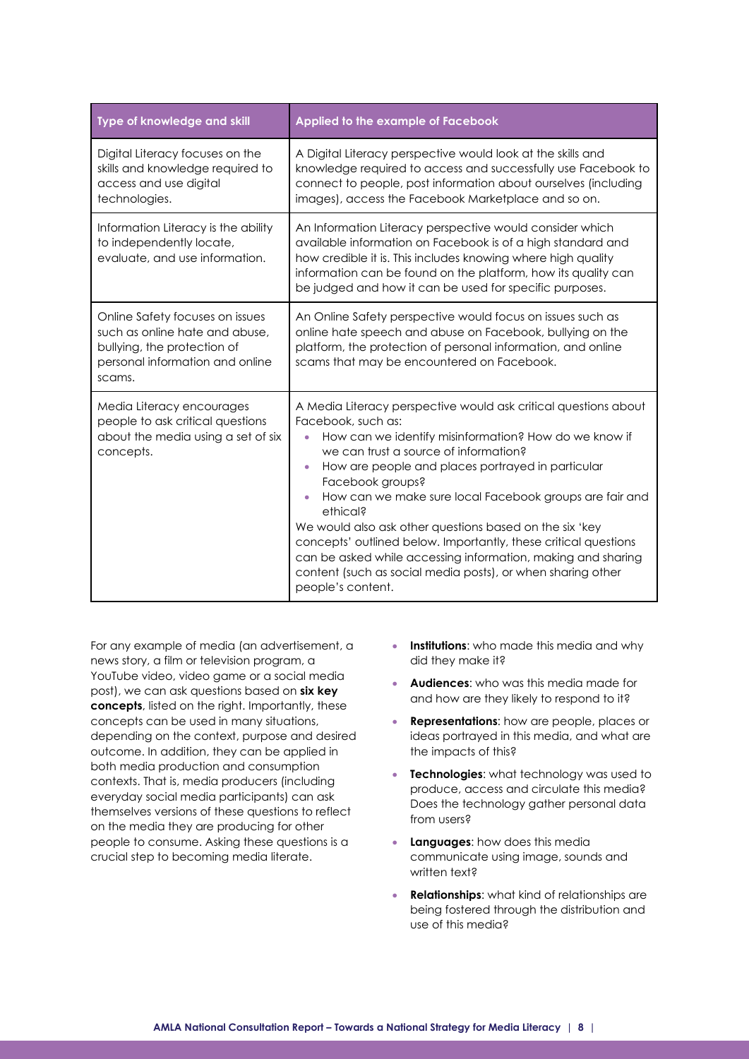| Type of knowledge and skill | Applied to the example of Facebook |
|---|---|
| Digital Literacy focuses on the skills and knowledge required to access and use digital technologies. | A Digital Literacy perspective would look at the skills and knowledge required to access and successfully use Facebook to connect to people, post information about ourselves (including images), access the Facebook Marketplace and so on. |
| Information Literacy is the ability to independently locate, evaluate, and use information. | An Information Literacy perspective would consider which available information on Facebook is of a high standard and how credible it is. This includes knowing where high quality information can be found on the platform, how its quality can be judged and how it can be used for specific purposes. |
| Online Safety focuses on issues such as online hate and abuse, bullying, the protection of personal information and online scams. | An Online Safety perspective would focus on issues such as online hate speech and abuse on Facebook, bullying on the platform, the protection of personal information, and online scams that may be encountered on Facebook. |
| Media Literacy encourages people to ask critical questions about the media using a set of six concepts. | A Media Literacy perspective would ask critical questions about Facebook, such as: <br>• How can we identify misinformation? How do we know if we can trust a source of information? <br>• How are people and places portrayed in particular Facebook groups? <br>• How can we make sure local Facebook groups are fair and ethical? <br>We would also ask other questions based on the six 'key concepts' outlined below. Importantly, these critical questions can be asked while accessing information, making and sharing content (such as social media posts), or when sharing other people's content. |

For any example of media (an advertisement, a news story, a film or television program, a YouTube video, video game or a social media post), we can ask questions based on **six key concepts**, listed on the right. Importantly, these concepts can be used in many situations, depending on the context, purpose and desired outcome. In addition, they can be applied in both media production and consumption contexts. That is, media producers (including everyday social media participants) can ask themselves versions of these questions to reflect on the media they are producing for other people to consume. Asking these questions is a crucial step to becoming media literate.

- **Institutions**: who made this media and why did they make it?
- **Audiences**: who was this media made for and how are they likely to respond to it?
- **Representations**: how are people, places or ideas portrayed in this media, and what are the impacts of this?
- **Technologies**: what technology was used to produce, access and circulate this media? Does the technology gather personal data from users?
- **Languages**: how does this media communicate using image, sounds and written text?
- **Relationships**: what kind of relationships are being fostered through the distribution and use of this media?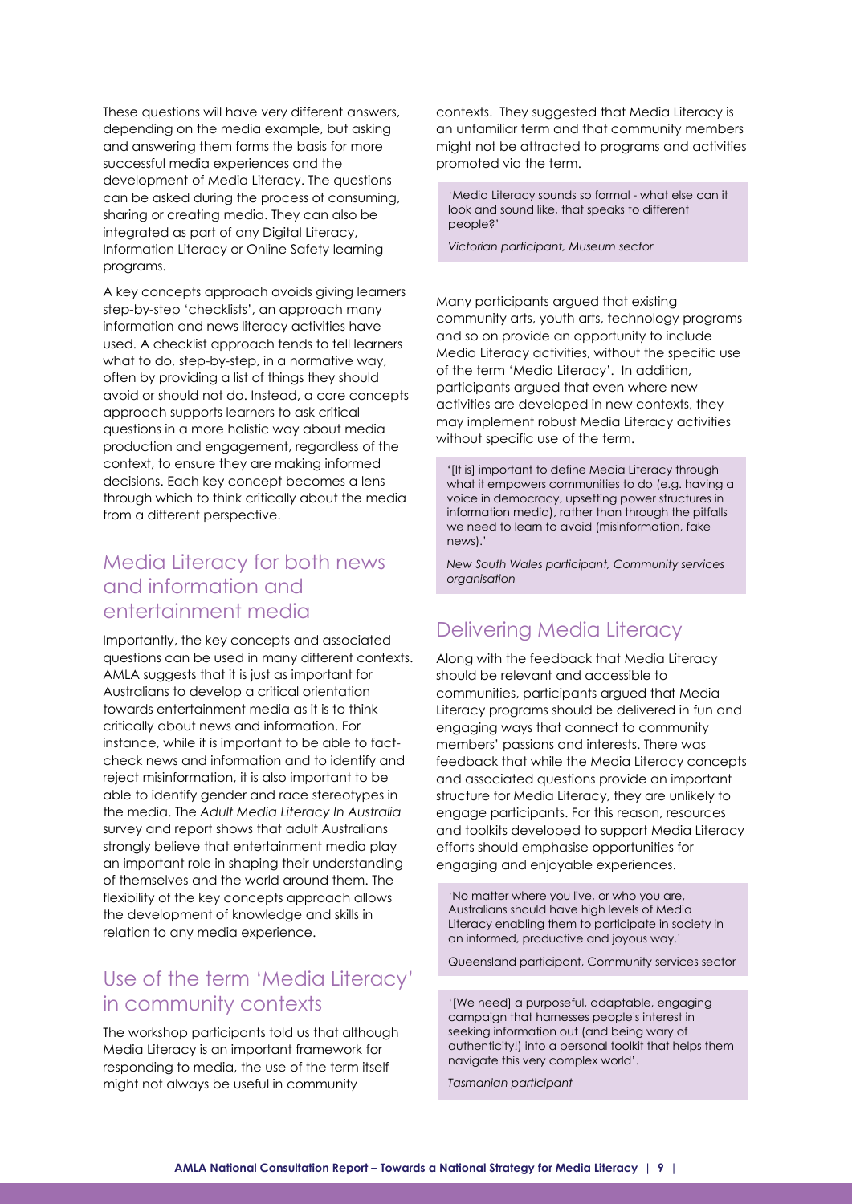These questions will have very different answers, depending on the media example, but asking and answering them forms the basis for more successful media experiences and the development of Media Literacy. The questions can be asked during the process of consuming, sharing or creating media. They can also be integrated as part of any Digital Literacy, Information Literacy or Online Safety learning programs.

A key concepts approach avoids giving learners step-by-step 'checklists', an approach many information and news literacy activities have used. A checklist approach tends to tell learners what to do, step-by-step, in a normative way, often by providing a list of things they should avoid or should not do. Instead, a core concepts approach supports learners to ask critical questions in a more holistic way about media production and engagement, regardless of the context, to ensure they are making informed decisions. Each key concept becomes a lens through which to think critically about the media from a different perspective.

## Media Literacy for both news and information and entertainment media

Importantly, the key concepts and associated questions can be used in many different contexts. AMLA suggests that it is just as important for Australians to develop a critical orientation towards entertainment media as it is to think critically about news and information. For instance, while it is important to be able to fact-check news and information and to identify and reject misinformation, it is also important to be able to identify gender and race stereotypes in the media. The *Adult Media Literacy In Australia* survey and report shows that adult Australians strongly believe that entertainment media play an important role in shaping their understanding of themselves and the world around them. The flexibility of the key concepts approach allows the development of knowledge and skills in relation to any media experience.

## Use of the term 'Media Literacy' in community contexts

The workshop participants told us that although Media Literacy is an important framework for responding to media, the use of the term itself might not always be useful in community contexts. They suggested that Media Literacy is an unfamiliar term and that community members might not be attracted to programs and activities promoted via the term.

> 'Media Literacy sounds so formal - what else can it look and sound like, that speaks to different people?'
>
> *Victorian participant, Museum sector*

Many participants argued that existing community arts, youth arts, technology programs and so on provide an opportunity to include Media Literacy activities, without the specific use of the term 'Media Literacy'. In addition, participants argued that even where new activities are developed in new contexts, they may implement robust Media Literacy activities without specific use of the term.

> '[It is] important to define Media Literacy through what it empowers communities to do (e.g. having a voice in democracy, upsetting power structures in information media), rather than through the pitfalls we need to learn to avoid (misinformation, fake news).'
>
> *New South Wales participant, Community services organisation*

## Delivering Media Literacy

Along with the feedback that Media Literacy should be relevant and accessible to communities, participants argued that Media Literacy programs should be delivered in fun and engaging ways that connect to community members' passions and interests. There was feedback that while the Media Literacy concepts and associated questions provide an important structure for Media Literacy, they are unlikely to engage participants. For this reason, resources and toolkits developed to support Media Literacy efforts should emphasise opportunities for engaging and enjoyable experiences.

> 'No matter where you live, or who you are, Australians should have high levels of Media Literacy enabling them to participate in society in an informed, productive and joyous way.'
>
> Queensland participant, Community services sector

> '[We need] a purposeful, adaptable, engaging campaign that harnesses people's interest in seeking information out (and being wary of authenticity!) into a personal toolkit that helps them navigate this very complex world'.
>
> *Tasmanian participant*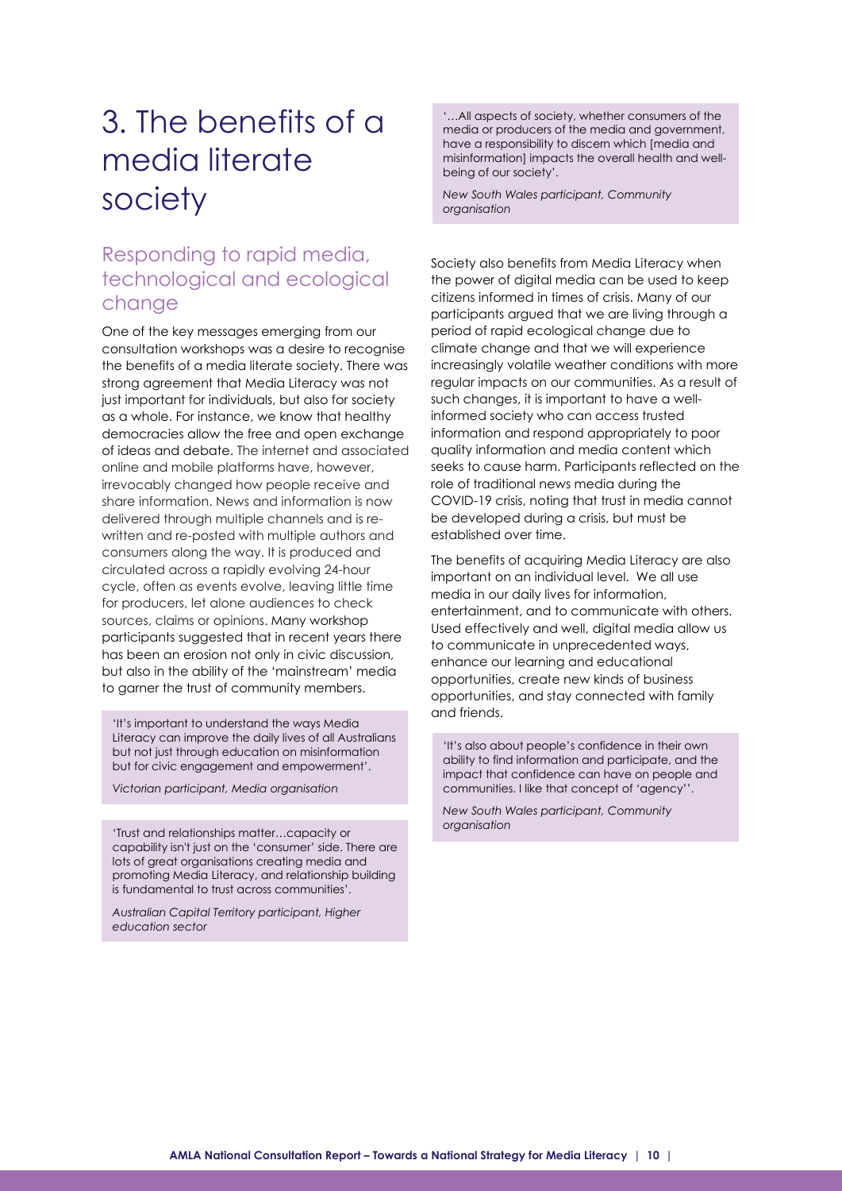# 3. The benefits of a media literate society

## Responding to rapid media, technological and ecological change

One of the key messages emerging from our consultation workshops was a desire to recognise the benefits of a media literate society. There was strong agreement that Media Literacy was not just important for individuals, but also for society as a whole. For instance, we know that healthy democracies allow the free and open exchange of ideas and debate. The internet and associated online and mobile platforms have, however, irrevocably changed how people receive and share information. News and information is now delivered through multiple channels and is re-written and re-posted with multiple authors and consumers along the way. It is produced and circulated across a rapidly evolving 24-hour cycle, often as events evolve, leaving little time for producers, let alone audiences to check sources, claims or opinions. Many workshop participants suggested that in recent years there has been an erosion not only in civic discussion, but also in the ability of the 'mainstream' media to garner the trust of community members.

> 'It's important to understand the ways Media Literacy can improve the daily lives of all Australians but not just through education on misinformation but for civic engagement and empowerment'.
>
> *Victorian participant, Media organisation*

> 'Trust and relationships matter…capacity or capability isn't just on the 'consumer' side. There are lots of great organisations creating media and promoting Media Literacy, and relationship building is fundamental to trust across communities'.
>
> *Australian Capital Territory participant, Higher education sector*

> '…All aspects of society, whether consumers of the media or producers of the media and government, have a responsibility to discern which [media and misinformation] impacts the overall health and well-being of our society'.
>
> *New South Wales participant, Community organisation*

Society also benefits from Media Literacy when the power of digital media can be used to keep citizens informed in times of crisis. Many of our participants argued that we are living through a period of rapid ecological change due to climate change and that we will experience increasingly volatile weather conditions with more regular impacts on our communities. As a result of such changes, it is important to have a well-informed society who can access trusted information and respond appropriately to poor quality information and media content which seeks to cause harm. Participants reflected on the role of traditional news media during the COVID-19 crisis, noting that trust in media cannot be developed during a crisis, but must be established over time.

The benefits of acquiring Media Literacy are also important on an individual level. We all use media in our daily lives for information, entertainment, and to communicate with others. Used effectively and well, digital media allow us to communicate in unprecedented ways, enhance our learning and educational opportunities, create new kinds of business opportunities, and stay connected with family and friends.

> 'It's also about people's confidence in their own ability to find information and participate, and the impact that confidence can have on people and communities. I like that concept of 'agency''.
>
> *New South Wales participant, Community organisation*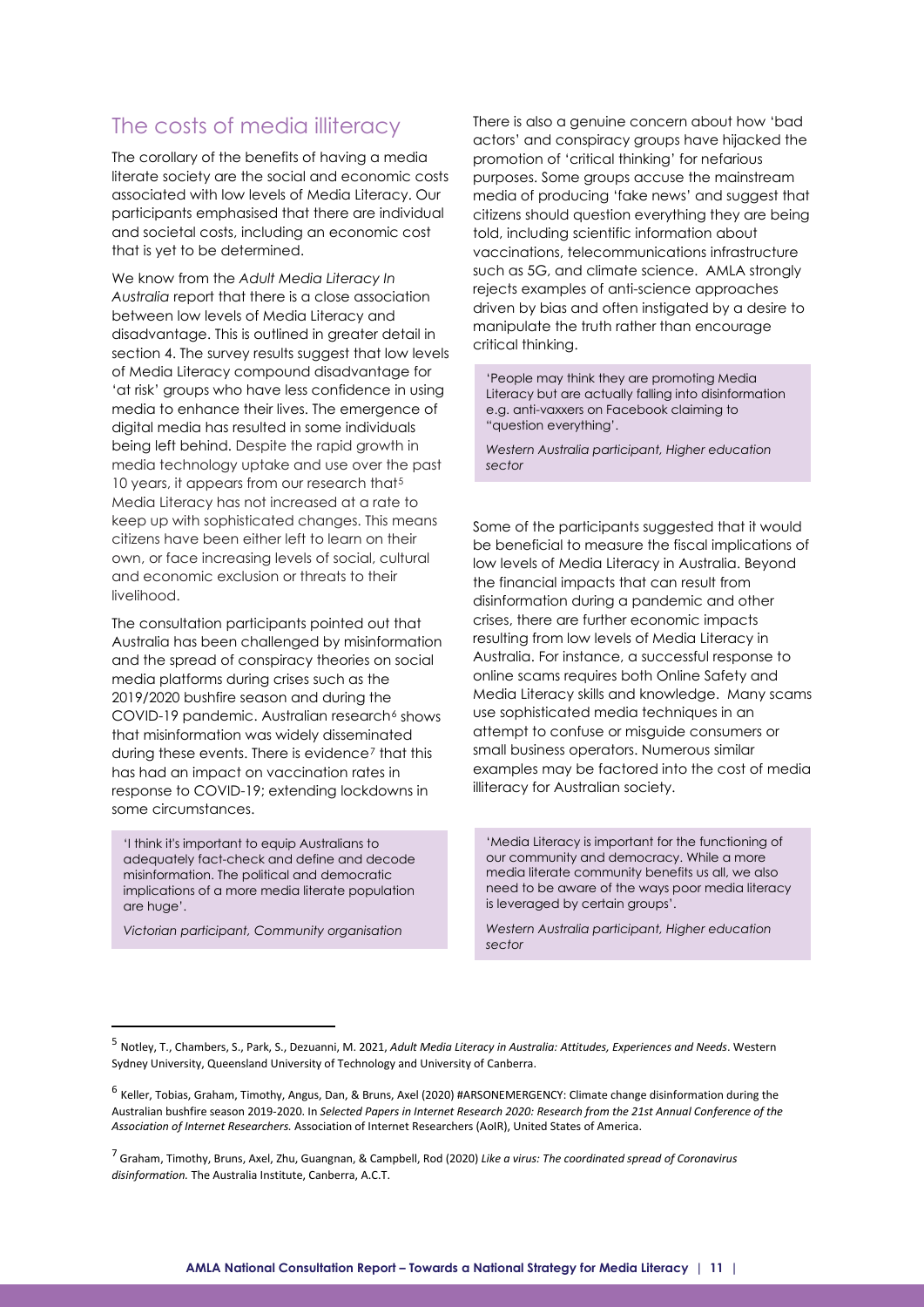## The costs of media illiteracy

The corollary of the benefits of having a media literate society are the social and economic costs associated with low levels of Media Literacy. Our participants emphasised that there are individual and societal costs, including an economic cost that is yet to be determined.

We know from the *Adult Media Literacy In Australia* report that there is a close association between low levels of Media Literacy and disadvantage. This is outlined in greater detail in section 4. The survey results suggest that low levels of Media Literacy compound disadvantage for 'at risk' groups who have less confidence in using media to enhance their lives. The emergence of digital media has resulted in some individuals being left behind. Despite the rapid growth in media technology uptake and use over the past 10 years, it appears from our research that[5] Media Literacy has not increased at a rate to keep up with sophisticated changes. This means citizens have been either left to learn on their own, or face increasing levels of social, cultural and economic exclusion or threats to their livelihood.

The consultation participants pointed out that Australia has been challenged by misinformation and the spread of conspiracy theories on social media platforms during crises such as the 2019/2020 bushfire season and during the COVID-19 pandemic. Australian research[6] shows that misinformation was widely disseminated during these events. There is evidence[7] that this has had an impact on vaccination rates in response to COVID-19; extending lockdowns in some circumstances.

> 'I think it's important to equip Australians to adequately fact-check and define and decode misinformation. The political and democratic implications of a more media literate population are huge'.
>
> *Victorian participant, Community organisation*

There is also a genuine concern about how 'bad actors' and conspiracy groups have hijacked the promotion of 'critical thinking' for nefarious purposes. Some groups accuse the mainstream media of producing 'fake news' and suggest that citizens should question everything they are being told, including scientific information about vaccinations, telecommunications infrastructure such as 5G, and climate science. AMLA strongly rejects examples of anti-science approaches driven by bias and often instigated by a desire to manipulate the truth rather than encourage critical thinking.

> 'People may think they are promoting Media Literacy but are actually falling into disinformation e.g. anti-vaxxers on Facebook claiming to "question everything'.
>
> *Western Australia participant, Higher education sector*

Some of the participants suggested that it would be beneficial to measure the fiscal implications of low levels of Media Literacy in Australia. Beyond the financial impacts that can result from disinformation during a pandemic and other crises, there are further economic impacts resulting from low levels of Media Literacy in Australia. For instance, a successful response to online scams requires both Online Safety and Media Literacy skills and knowledge. Many scams use sophisticated media techniques in an attempt to confuse or misguide consumers or small business operators. Numerous similar examples may be factored into the cost of media illiteracy for Australian society.

> 'Media Literacy is important for the functioning of our community and democracy. While a more media literate community benefits us all, we also need to be aware of the ways poor media literacy is leveraged by certain groups'.
>
> *Western Australia participant, Higher education sector*

---

[5] Notley, T., Chambers, S., Park, S., Dezuanni, M. 2021, *Adult Media Literacy in Australia: Attitudes, Experiences and Needs*. Western Sydney University, Queensland University of Technology and University of Canberra.

[6] Keller, Tobias, Graham, Timothy, Angus, Dan, & Bruns, Axel (2020) #ARSONEMERGENCY: Climate change disinformation during the Australian bushfire season 2019-2020. In *Selected Papers in Internet Research 2020: Research from the 21st Annual Conference of the Association of Internet Researchers.* Association of Internet Researchers (AoIR), United States of America.

[7] Graham, Timothy, Bruns, Axel, Zhu, Guangnan, & Campbell, Rod (2020) *Like a virus: The coordinated spread of Coronavirus disinformation.* The Australia Institute, Canberra, A.C.T.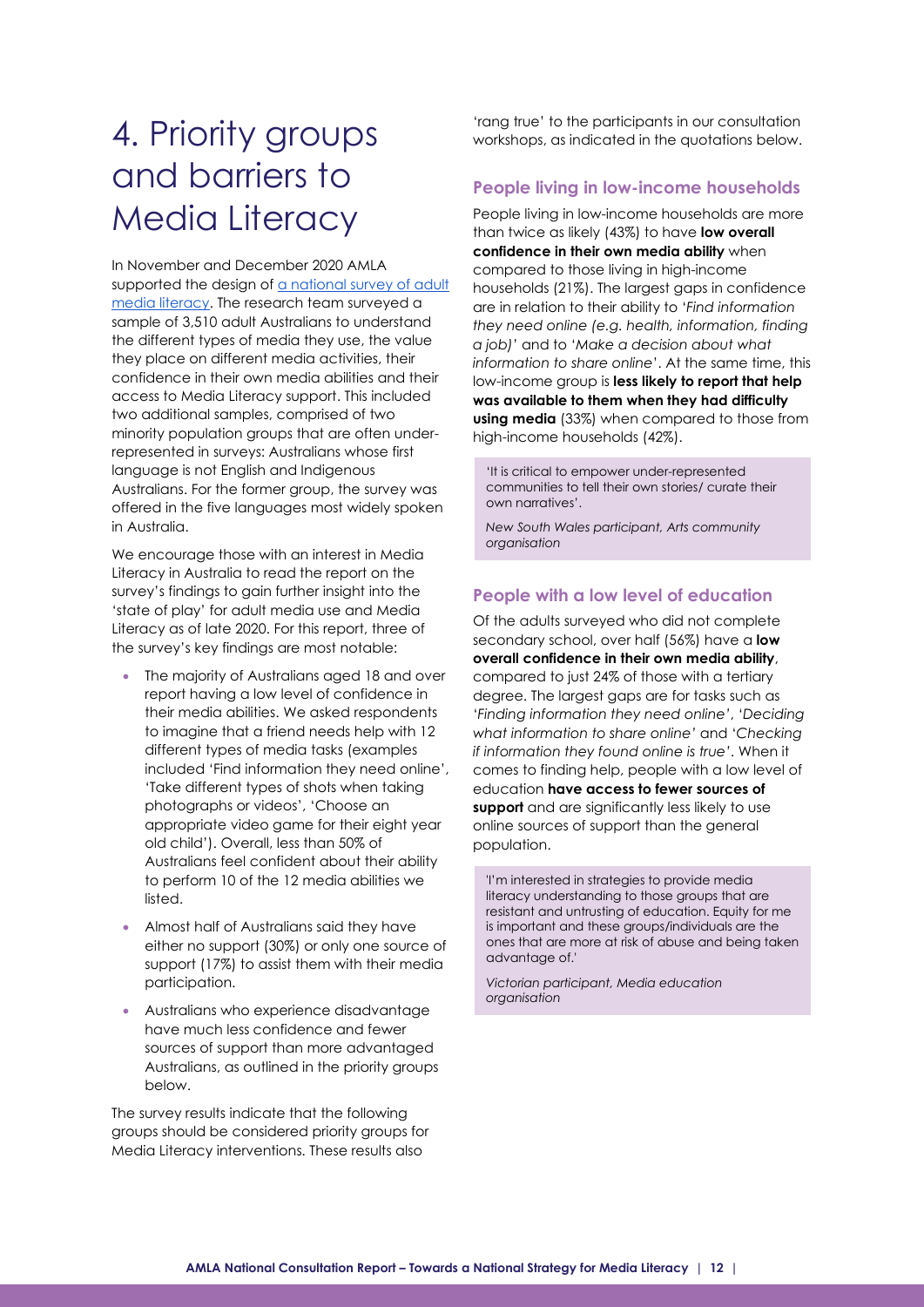# 4. Priority groups and barriers to Media Literacy

In November and December 2020 AMLA supported the design of [a national survey of adult media literacy](). The research team surveyed a sample of 3,510 adult Australians to understand the different types of media they use, the value they place on different media activities, their confidence in their own media abilities and their access to Media Literacy support. This included two additional samples, comprised of two minority population groups that are often under-represented in surveys: Australians whose first language is not English and Indigenous Australians. For the former group, the survey was offered in the five languages most widely spoken in Australia.

We encourage those with an interest in Media Literacy in Australia to read the report on the survey's findings to gain further insight into the 'state of play' for adult media use and Media Literacy as of late 2020. For this report, three of the survey's key findings are most notable:

- The majority of Australians aged 18 and over report having a low level of confidence in their media abilities. We asked respondents to imagine that a friend needs help with 12 different types of media tasks (examples included 'Find information they need online', 'Take different types of shots when taking photographs or videos', 'Choose an appropriate video game for their eight year old child'). Overall, less than 50% of Australians feel confident about their ability to perform 10 of the 12 media abilities we listed.
- Almost half of Australians said they have either no support (30%) or only one source of support (17%) to assist them with their media participation.
- Australians who experience disadvantage have much less confidence and fewer sources of support than more advantaged Australians, as outlined in the priority groups below.

The survey results indicate that the following groups should be considered priority groups for Media Literacy interventions. These results also 'rang true' to the participants in our consultation workshops, as indicated in the quotations below.

### People living in low-income households

People living in low-income households are more than twice as likely (43%) to have **low overall confidence in their own media ability** when compared to those living in high-income households (21%). The largest gaps in confidence are in relation to their ability to '*Find information they need online (e.g. health, information, finding a job)*' and to '*Make a decision about what information to share online*'. At the same time, this low-income group is **less likely to report that help was available to them when they had difficulty using media** (33%) when compared to those from high-income households (42%).

> 'It is critical to empower under-represented communities to tell their own stories/ curate their own narratives'.
>
> *New South Wales participant, Arts community organisation*

### People with a low level of education

Of the adults surveyed who did not complete secondary school, over half (56%) have a **low overall confidence in their own media ability**, compared to just 24% of those with a tertiary degree. The largest gaps are for tasks such as '*Finding information they need online*', '*Deciding what information to share online*' and '*Checking if information they found online is true*'. When it comes to finding help, people with a low level of education **have access to fewer sources of support** and are significantly less likely to use online sources of support than the general population.

> 'I'm interested in strategies to provide media literacy understanding to those groups that are resistant and untrusting of education. Equity for me is important and these groups/individuals are the ones that are more at risk of abuse and being taken advantage of.'
>
> *Victorian participant, Media education organisation*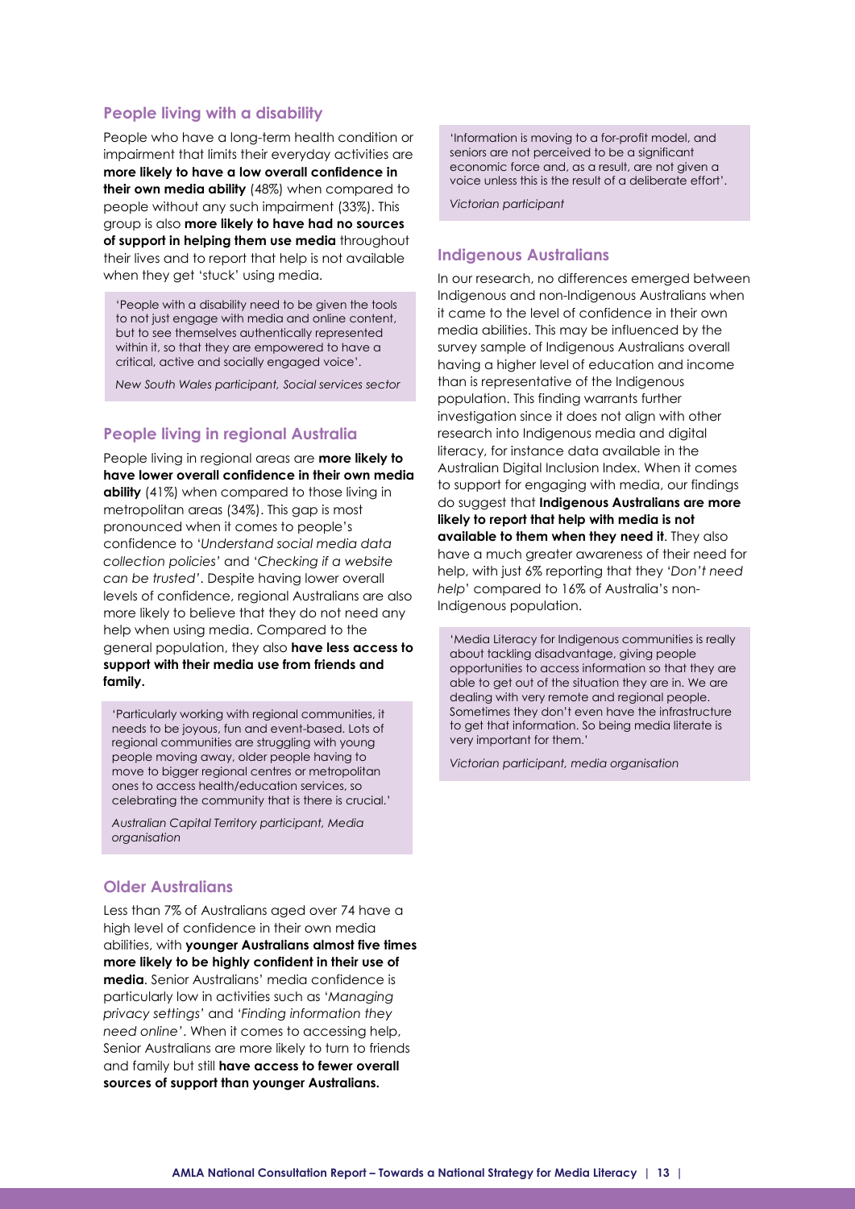### People living with a disability

People who have a long-term health condition or impairment that limits their everyday activities are **more likely to have a low overall confidence in their own media ability** (48%) when compared to people without any such impairment (33%). This group is also **more likely to have had no sources of support in helping them use media** throughout their lives and to report that help is not available when they get 'stuck' using media.

> 'People with a disability need to be given the tools to not just engage with media and online content, but to see themselves authentically represented within it, so that they are empowered to have a critical, active and socially engaged voice'.
>
> *New South Wales participant, Social services sector*

### People living in regional Australia

People living in regional areas are **more likely to have lower overall confidence in their own media ability** (41%) when compared to those living in metropolitan areas (34%). This gap is most pronounced when it comes to people's confidence to '*Understand social media data collection policies*' and '*Checking if a website can be trusted*'. Despite having lower overall levels of confidence, regional Australians are also more likely to believe that they do not need any help when using media. Compared to the general population, they also **have less access to support with their media use from friends and family.**

> 'Particularly working with regional communities, it needs to be joyous, fun and event-based. Lots of regional communities are struggling with young people moving away, older people having to move to bigger regional centres or metropolitan ones to access health/education services, so celebrating the community that is there is crucial.'
>
> *Australian Capital Territory participant, Media organisation*

### Older Australians

Less than 7% of Australians aged over 74 have a high level of confidence in their own media abilities, with **younger Australians almost five times more likely to be highly confident in their use of media**. Senior Australians' media confidence is particularly low in activities such as '*Managing privacy settings*' and '*Finding information they need online*'. When it comes to accessing help, Senior Australians are more likely to turn to friends and family but still **have access to fewer overall sources of support than younger Australians.**

> 'Information is moving to a for-profit model, and seniors are not perceived to be a significant economic force and, as a result, are not given a voice unless this is the result of a deliberate effort'.
>
> *Victorian participant*

### Indigenous Australians

In our research, no differences emerged between Indigenous and non-Indigenous Australians when it came to the level of confidence in their own media abilities. This may be influenced by the survey sample of Indigenous Australians overall having a higher level of education and income than is representative of the Indigenous population. This finding warrants further investigation since it does not align with other research into Indigenous media and digital literacy, for instance data available in the Australian Digital Inclusion Index. When it comes to support for engaging with media, our findings do suggest that **Indigenous Australians are more likely to report that help with media is not available to them when they need it**. They also have a much greater awareness of their need for help, with just 6% reporting that they '*Don't need help*' compared to 16% of Australia's non-Indigenous population.

> 'Media Literacy for Indigenous communities is really about tackling disadvantage, giving people opportunities to access information so that they are able to get out of the situation they are in. We are dealing with very remote and regional people. Sometimes they don't even have the infrastructure to get that information. So being media literate is very important for them.'
>
> *Victorian participant, media organisation*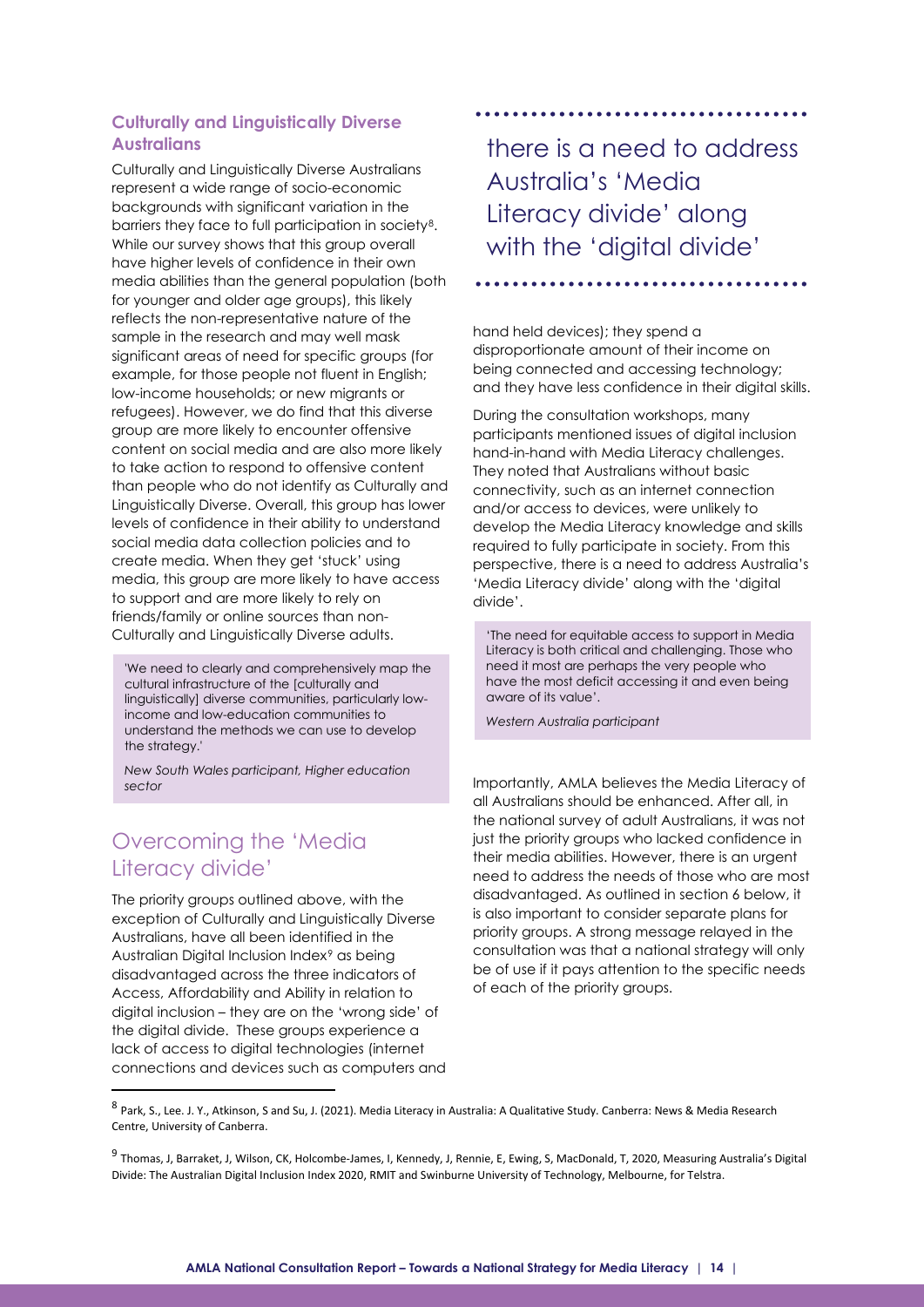### Culturally and Linguistically Diverse Australians

Culturally and Linguistically Diverse Australians represent a wide range of socio-economic backgrounds with significant variation in the barriers they face to full participation in society[8]. While our survey shows that this group overall have higher levels of confidence in their own media abilities than the general population (both for younger and older age groups), this likely reflects the non-representative nature of the sample in the research and may well mask significant areas of need for specific groups (for example, for those people not fluent in English; low-income households; or new migrants or refugees). However, we do find that this diverse group are more likely to encounter offensive content on social media and are also more likely to take action to respond to offensive content than people who do not identify as Culturally and Linguistically Diverse. Overall, this group has lower levels of confidence in their ability to understand social media data collection policies and to create media. When they get 'stuck' using media, this group are more likely to have access to support and are more likely to rely on friends/family or online sources than non-Culturally and Linguistically Diverse adults.

> 'We need to clearly and comprehensively map the cultural infrastructure of the [culturally and linguistically] diverse communities, particularly low-income and low-education communities to understand the methods we can use to develop the strategy.'
>
> *New South Wales participant, Higher education sector*

## Overcoming the 'Media Literacy divide'

The priority groups outlined above, with the exception of Culturally and Linguistically Diverse Australians, have all been identified in the Australian Digital Inclusion Index[9] as being disadvantaged across the three indicators of Access, Affordability and Ability in relation to digital inclusion – they are on the 'wrong side' of the digital divide. These groups experience a lack of access to digital technologies (internet connections and devices such as computers and hand held devices); they spend a disproportionate amount of their income on being connected and accessing technology; and they have less confidence in their digital skills.

> there is a need to address Australia's 'Media Literacy divide' along with the 'digital divide'

During the consultation workshops, many participants mentioned issues of digital inclusion hand-in-hand with Media Literacy challenges. They noted that Australians without basic connectivity, such as an internet connection and/or access to devices, were unlikely to develop the Media Literacy knowledge and skills required to fully participate in society. From this perspective, there is a need to address Australia's 'Media Literacy divide' along with the 'digital divide'.

> 'The need for equitable access to support in Media Literacy is both critical and challenging. Those who need it most are perhaps the very people who have the most deficit accessing it and even being aware of its value'.
>
> *Western Australia participant*

Importantly, AMLA believes the Media Literacy of all Australians should be enhanced. After all, in the national survey of adult Australians, it was not just the priority groups who lacked confidence in their media abilities. However, there is an urgent need to address the needs of those who are most disadvantaged. As outlined in section 6 below, it is also important to consider separate plans for priority groups. A strong message relayed in the consultation was that a national strategy will only be of use if it pays attention to the specific needs of each of the priority groups.

---

[8] Park, S., Lee. J. Y., Atkinson, S and Su, J. (2021). Media Literacy in Australia: A Qualitative Study. Canberra: News & Media Research Centre, University of Canberra.

[9] Thomas, J, Barraket, J, Wilson, CK, Holcombe-James, I, Kennedy, J, Rennie, E, Ewing, S, MacDonald, T, 2020, Measuring Australia's Digital Divide: The Australian Digital Inclusion Index 2020, RMIT and Swinburne University of Technology, Melbourne, for Telstra.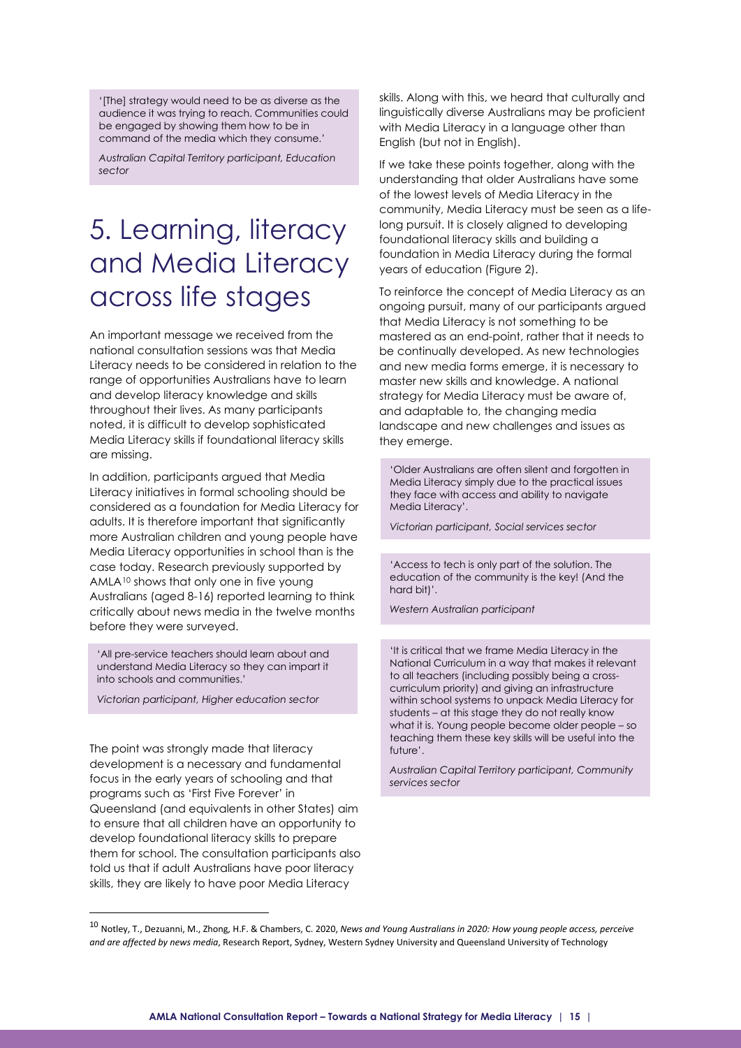'[The] strategy would need to be as diverse as the audience it was trying to reach. Communities could be engaged by showing them how to be in command of the media which they consume.'

*Australian Capital Territory participant, Education sector*

# 5. Learning, literacy and Media Literacy across life stages

An important message we received from the national consultation sessions was that Media Literacy needs to be considered in relation to the range of opportunities Australians have to learn and develop literacy knowledge and skills throughout their lives. As many participants noted, it is difficult to develop sophisticated Media Literacy skills if foundational literacy skills are missing.

In addition, participants argued that Media Literacy initiatives in formal schooling should be considered as a foundation for Media Literacy for adults. It is therefore important that significantly more Australian children and young people have Media Literacy opportunities in school than is the case today. Research previously supported by AMLA[10] shows that only one in five young Australians (aged 8-16) reported learning to think critically about news media in the twelve months before they were surveyed.

'All pre-service teachers should learn about and understand Media Literacy so they can impart it into schools and communities.'

*Victorian participant, Higher education sector*

The point was strongly made that literacy development is a necessary and fundamental focus in the early years of schooling and that programs such as 'First Five Forever' in Queensland (and equivalents in other States) aim to ensure that all children have an opportunity to develop foundational literacy skills to prepare them for school. The consultation participants also told us that if adult Australians have poor literacy skills, they are likely to have poor Media Literacy skills. Along with this, we heard that culturally and linguistically diverse Australians may be proficient with Media Literacy in a language other than English (but not in English).

If we take these points together, along with the understanding that older Australians have some of the lowest levels of Media Literacy in the community, Media Literacy must be seen as a life-long pursuit. It is closely aligned to developing foundational literacy skills and building a foundation in Media Literacy during the formal years of education (Figure 2).

To reinforce the concept of Media Literacy as an ongoing pursuit, many of our participants argued that Media Literacy is not something to be mastered as an end-point, rather that it needs to be continually developed. As new technologies and new media forms emerge, it is necessary to master new skills and knowledge. A national strategy for Media Literacy must be aware of, and adaptable to, the changing media landscape and new challenges and issues as they emerge.

'Older Australians are often silent and forgotten in Media Literacy simply due to the practical issues they face with access and ability to navigate Media Literacy'.

*Victorian participant, Social services sector*

'Access to tech is only part of the solution. The education of the community is the key! (And the hard bit)'.

*Western Australian participant*

'It is critical that we frame Media Literacy in the National Curriculum in a way that makes it relevant to all teachers (including possibly being a cross-curriculum priority) and giving an infrastructure within school systems to unpack Media Literacy for students – at this stage they do not really know what it is. Young people become older people – so teaching them these key skills will be useful into the future'.

*Australian Capital Territory participant, Community services sector*

---

[10] Notley, T., Dezuanni, M., Zhong, H.F. & Chambers, C. 2020, *News and Young Australians in 2020: How young people access, perceive and are affected by news media*, Research Report, Sydney, Western Sydney University and Queensland University of Technology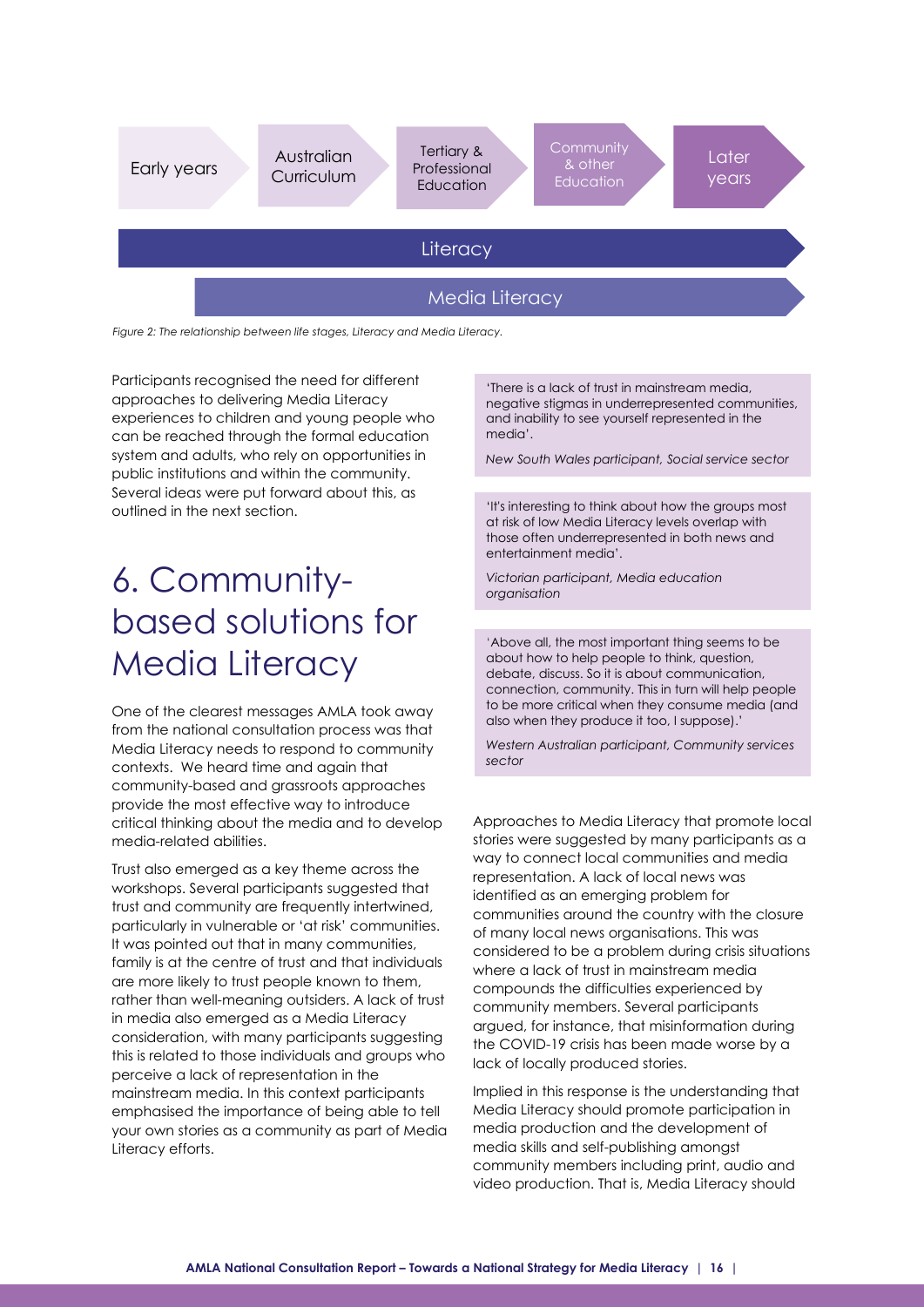Early years | Australian Curriculum | Tertiary & Professional Education | Community & other Education | Later years

Literacy

Media Literacy

*Figure 2: The relationship between life stages, Literacy and Media Literacy.*

Participants recognised the need for different approaches to delivering Media Literacy experiences to children and young people who can be reached through the formal education system and adults, who rely on opportunities in public institutions and within the community. Several ideas were put forward about this, as outlined in the next section.

# 6. Community-based solutions for Media Literacy

One of the clearest messages AMLA took away from the national consultation process was that Media Literacy needs to respond to community contexts. We heard time and again that community-based and grassroots approaches provide the most effective way to introduce critical thinking about the media and to develop media-related abilities.

Trust also emerged as a key theme across the workshops. Several participants suggested that trust and community are frequently intertwined, particularly in vulnerable or 'at risk' communities. It was pointed out that in many communities, family is at the centre of trust and that individuals are more likely to trust people known to them, rather than well-meaning outsiders. A lack of trust in media also emerged as a Media Literacy consideration, with many participants suggesting this is related to those individuals and groups who perceive a lack of representation in the mainstream media. In this context participants emphasised the importance of being able to tell your own stories as a community as part of Media Literacy efforts.

> 'There is a lack of trust in mainstream media, negative stigmas in underrepresented communities, and inability to see yourself represented in the media'.
>
> *New South Wales participant, Social service sector*

> 'It's interesting to think about how the groups most at risk of low Media Literacy levels overlap with those often underrepresented in both news and entertainment media'.
>
> *Victorian participant, Media education organisation*

> 'Above all, the most important thing seems to be about how to help people to think, question, debate, discuss. So it is about communication, connection, community. This in turn will help people to be more critical when they consume media (and also when they produce it too, I suppose).'
>
> *Western Australian participant, Community services sector*

Approaches to Media Literacy that promote local stories were suggested by many participants as a way to connect local communities and media representation. A lack of local news was identified as an emerging problem for communities around the country with the closure of many local news organisations. This was considered to be a problem during crisis situations where a lack of trust in mainstream media compounds the difficulties experienced by community members. Several participants argued, for instance, that misinformation during the COVID-19 crisis has been made worse by a lack of locally produced stories.

Implied in this response is the understanding that Media Literacy should promote participation in media production and the development of media skills and self-publishing amongst community members including print, audio and video production. That is, Media Literacy should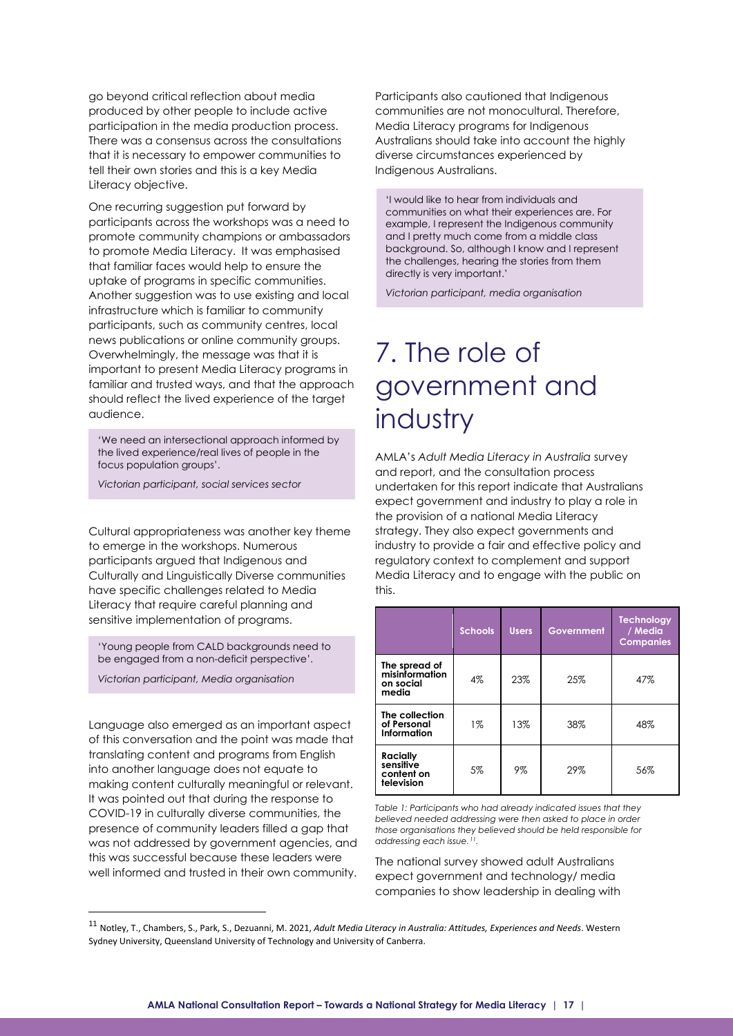go beyond critical reflection about media produced by other people to include active participation in the media production process. There was a consensus across the consultations that it is necessary to empower communities to tell their own stories and this is a key Media Literacy objective.

One recurring suggestion put forward by participants across the workshops was a need to promote community champions or ambassadors to promote Media Literacy. It was emphasised that familiar faces would help to ensure the uptake of programs in specific communities. Another suggestion was to use existing and local infrastructure which is familiar to community participants, such as community centres, local news publications or online community groups. Overwhelmingly, the message was that it is important to present Media Literacy programs in familiar and trusted ways, and that the approach should reflect the lived experience of the target audience.

> 'We need an intersectional approach informed by the lived experience/real lives of people in the focus population groups'.
>
> *Victorian participant, social services sector*

Cultural appropriateness was another key theme to emerge in the workshops. Numerous participants argued that Indigenous and Culturally and Linguistically Diverse communities have specific challenges related to Media Literacy that require careful planning and sensitive implementation of programs.

> 'Young people from CALD backgrounds need to be engaged from a non-deficit perspective'.
>
> *Victorian participant, Media organisation*

Language also emerged as an important aspect of this conversation and the point was made that translating content and programs from English into another language does not equate to making content culturally meaningful or relevant. It was pointed out that during the response to COVID-19 in culturally diverse communities, the presence of community leaders filled a gap that was not addressed by government agencies, and this was successful because these leaders were well informed and trusted in their own community.

Participants also cautioned that Indigenous communities are not monocultural. Therefore, Media Literacy programs for Indigenous Australians should take into account the highly diverse circumstances experienced by Indigenous Australians.

> 'I would like to hear from individuals and communities on what their experiences are. For example, I represent the Indigenous community and I pretty much come from a middle class background. So, although I know and I represent the challenges, hearing the stories from them directly is very important.'
>
> *Victorian participant, media organisation*

# 7. The role of government and industry

AMLA's *Adult Media Literacy in Australia* survey and report, and the consultation process undertaken for this report indicate that Australians expect government and industry to play a role in the provision of a national Media Literacy strategy. They also expect governments and industry to provide a fair and effective policy and regulatory context to complement and support Media Literacy and to engage with the public on this.

| | Schools | Users | Government | Technology / Media Companies |
|---|---|---|---|---|
| **The spread of misinformation on social media** | 4% | 23% | 25% | 47% |
| **The collection of Personal Information** | 1% | 13% | 38% | 48% |
| **Racially sensitive content on television** | 5% | 9% | 29% | 56% |

*Table 1: Participants who had already indicated issues that they believed needed addressing were then asked to place in order those organisations they believed should be held responsible for addressing each issue.[11]*

The national survey showed adult Australians expect government and technology/ media companies to show leadership in dealing with

[11] Notley, T., Chambers, S., Park, S., Dezuanni, M. 2021, *Adult Media Literacy in Australia: Attitudes, Experiences and Needs*. Western Sydney University, Queensland University of Technology and University of Canberra.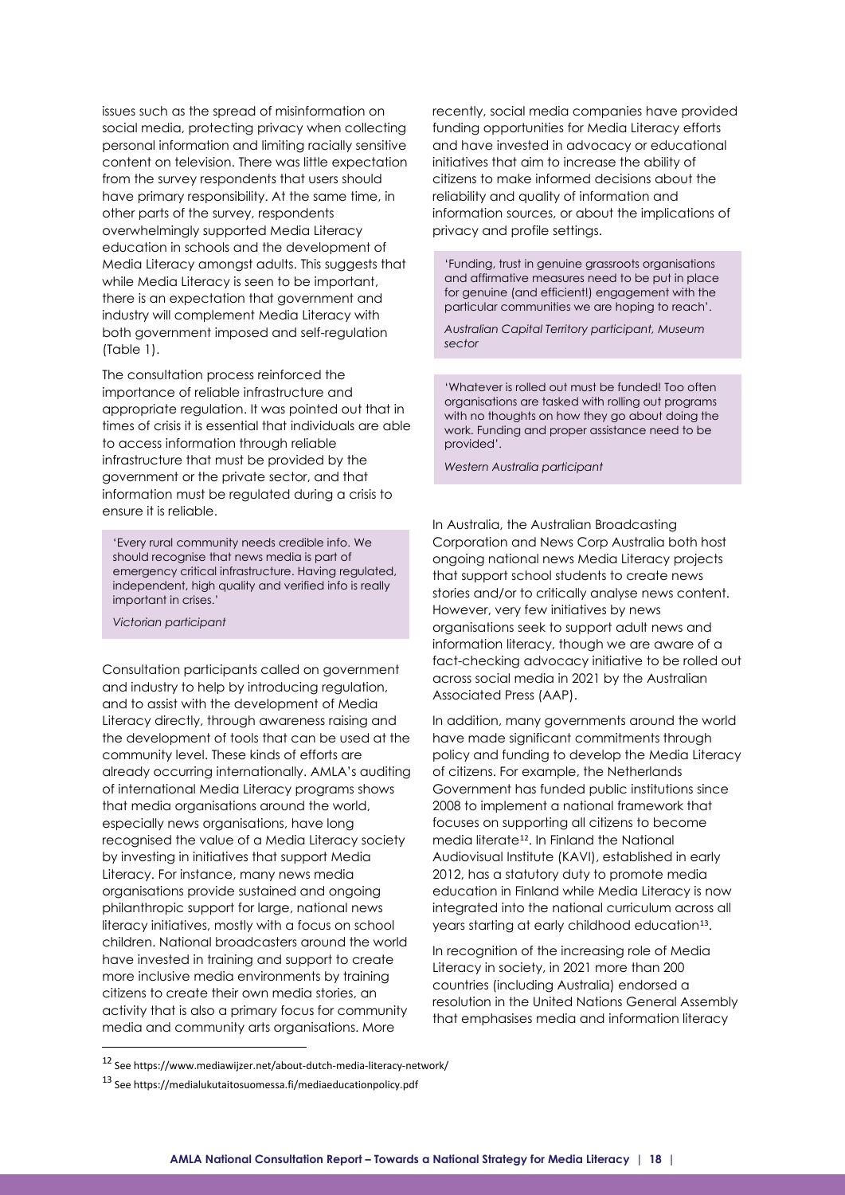issues such as the spread of misinformation on social media, protecting privacy when collecting personal information and limiting racially sensitive content on television. There was little expectation from the survey respondents that users should have primary responsibility. At the same time, in other parts of the survey, respondents overwhelmingly supported Media Literacy education in schools and the development of Media Literacy amongst adults. This suggests that while Media Literacy is seen to be important, there is an expectation that government and industry will complement Media Literacy with both government imposed and self-regulation (Table 1).

The consultation process reinforced the importance of reliable infrastructure and appropriate regulation. It was pointed out that in times of crisis it is essential that individuals are able to access information through reliable infrastructure that must be provided by the government or the private sector, and that information must be regulated during a crisis to ensure it is reliable.

> 'Every rural community needs credible info. We should recognise that news media is part of emergency critical infrastructure. Having regulated, independent, high quality and verified info is really important in crises.'
>
> *Victorian participant*

Consultation participants called on government and industry to help by introducing regulation, and to assist with the development of Media Literacy directly, through awareness raising and the development of tools that can be used at the community level. These kinds of efforts are already occurring internationally. AMLA's auditing of international Media Literacy programs shows that media organisations around the world, especially news organisations, have long recognised the value of a Media Literacy society by investing in initiatives that support Media Literacy. For instance, many news media organisations provide sustained and ongoing philanthropic support for large, national news literacy initiatives, mostly with a focus on school children. National broadcasters around the world have invested in training and support to create more inclusive media environments by training citizens to create their own media stories, an activity that is also a primary focus for community media and community arts organisations. More recently, social media companies have provided funding opportunities for Media Literacy efforts and have invested in advocacy or educational initiatives that aim to increase the ability of citizens to make informed decisions about the reliability and quality of information and information sources, or about the implications of privacy and profile settings.

> 'Funding, trust in genuine grassroots organisations and affirmative measures need to be put in place for genuine (and efficient!) engagement with the particular communities we are hoping to reach'.
>
> *Australian Capital Territory participant, Museum sector*

> 'Whatever is rolled out must be funded! Too often organisations are tasked with rolling out programs with no thoughts on how they go about doing the work. Funding and proper assistance need to be provided'.
>
> *Western Australia participant*

In Australia, the Australian Broadcasting Corporation and News Corp Australia both host ongoing national news Media Literacy projects that support school students to create news stories and/or to critically analyse news content. However, very few initiatives by news organisations seek to support adult news and information literacy, though we are aware of a fact-checking advocacy initiative to be rolled out across social media in 2021 by the Australian Associated Press (AAP).

In addition, many governments around the world have made significant commitments through policy and funding to develop the Media Literacy of citizens. For example, the Netherlands Government has funded public institutions since 2008 to implement a national framework that focuses on supporting all citizens to become media literate[12]. In Finland the National Audiovisual Institute (KAVI), established in early 2012, has a statutory duty to promote media education in Finland while Media Literacy is now integrated into the national curriculum across all years starting at early childhood education[13].

In recognition of the increasing role of Media Literacy in society, in 2021 more than 200 countries (including Australia) endorsed a resolution in the United Nations General Assembly that emphasises media and information literacy

[12] See https://www.mediawijzer.net/about-dutch-media-literacy-network/

[13] See https://medialukutaitosuomessa.fi/mediaeducationpolicy.pdf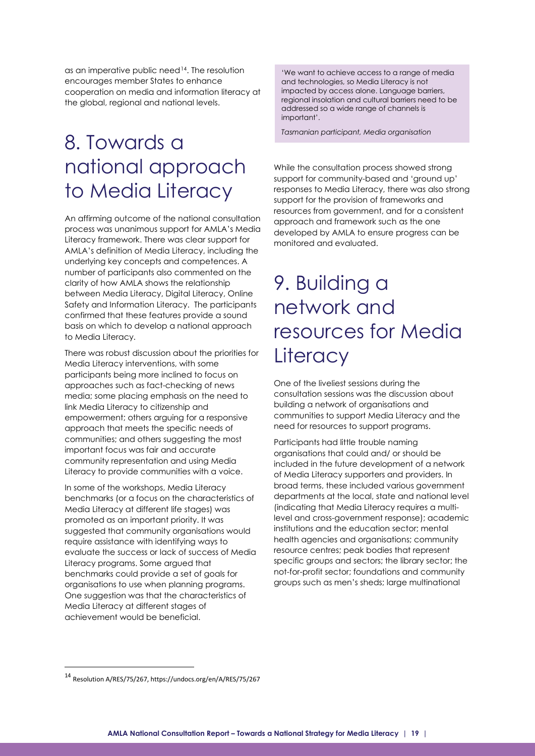as an imperative public need[14]. The resolution encourages member States to enhance cooperation on media and information literacy at the global, regional and national levels.

# 8. Towards a national approach to Media Literacy

An affirming outcome of the national consultation process was unanimous support for AMLA's Media Literacy framework. There was clear support for AMLA's definition of Media Literacy, including the underlying key concepts and competences. A number of participants also commented on the clarity of how AMLA shows the relationship between Media Literacy, Digital Literacy, Online Safety and Information Literacy. The participants confirmed that these features provide a sound basis on which to develop a national approach to Media Literacy.

There was robust discussion about the priorities for Media Literacy interventions, with some participants being more inclined to focus on approaches such as fact-checking of news media; some placing emphasis on the need to link Media Literacy to citizenship and empowerment; others arguing for a responsive approach that meets the specific needs of communities; and others suggesting the most important focus was fair and accurate community representation and using Media Literacy to provide communities with a voice.

In some of the workshops, Media Literacy benchmarks (or a focus on the characteristics of Media Literacy at different life stages) was promoted as an important priority. It was suggested that community organisations would require assistance with identifying ways to evaluate the success or lack of success of Media Literacy programs. Some argued that benchmarks could provide a set of goals for organisations to use when planning programs. One suggestion was that the characteristics of Media Literacy at different stages of achievement would be beneficial.

> 'We want to achieve access to a range of media and technologies, so Media Literacy is not impacted by access alone. Language barriers, regional insolation and cultural barriers need to be addressed so a wide range of channels is important'.
>
> *Tasmanian participant, Media organisation*

While the consultation process showed strong support for community-based and 'ground up' responses to Media Literacy, there was also strong support for the provision of frameworks and resources from government, and for a consistent approach and framework such as the one developed by AMLA to ensure progress can be monitored and evaluated.

# 9. Building a network and resources for Media Literacy

One of the liveliest sessions during the consultation sessions was the discussion about building a network of organisations and communities to support Media Literacy and the need for resources to support programs.

Participants had little trouble naming organisations that could and/ or should be included in the future development of a network of Media Literacy supporters and providers. In broad terms, these included various government departments at the local, state and national level (indicating that Media Literacy requires a multi-level and cross-government response); academic institutions and the education sector; mental health agencies and organisations; community resource centres; peak bodies that represent specific groups and sectors; the library sector; the not-for-profit sector; foundations and community groups such as men's sheds; large multinational

[14] Resolution A/RES/75/267, https://undocs.org/en/A/RES/75/267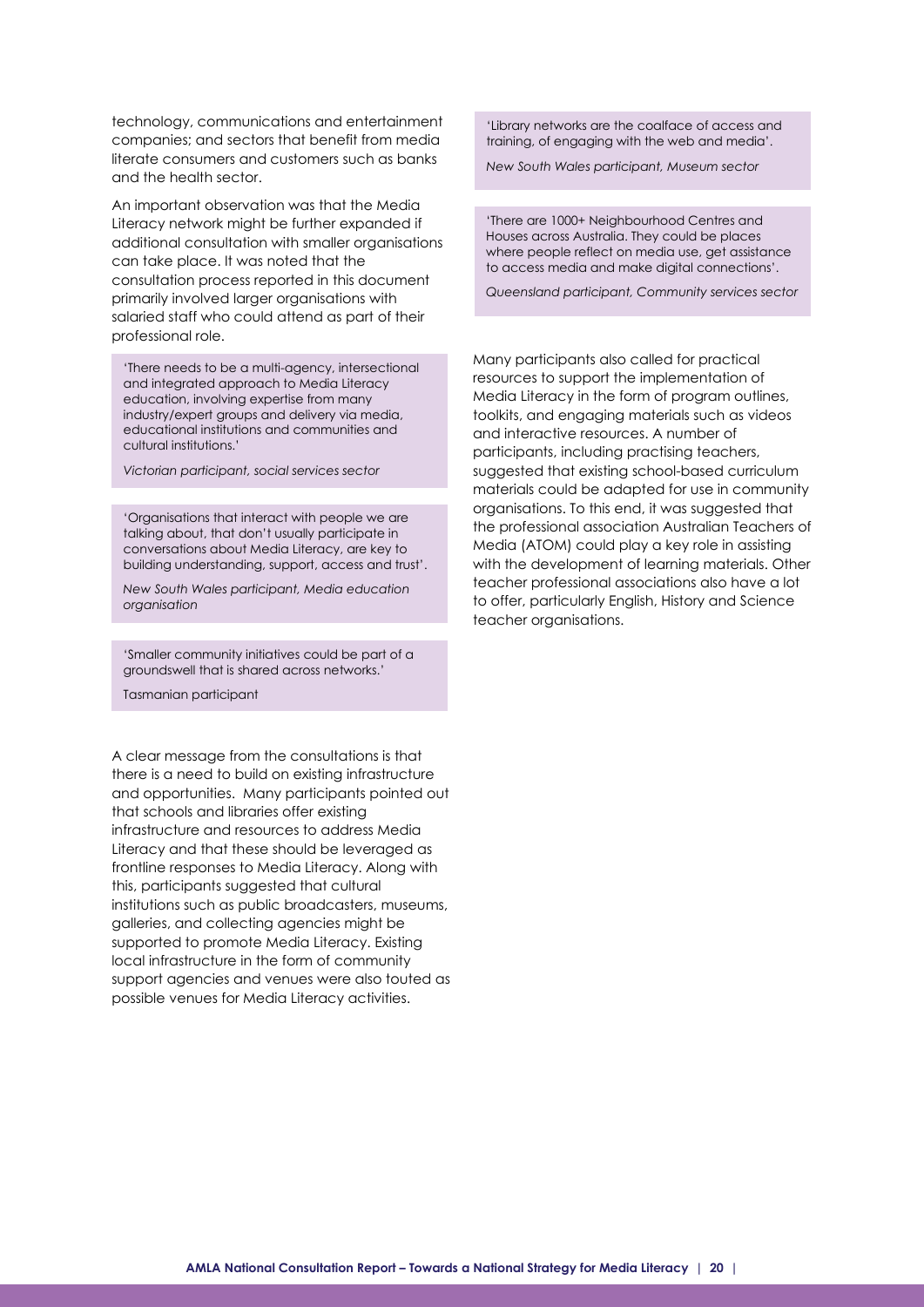technology, communications and entertainment companies; and sectors that benefit from media literate consumers and customers such as banks and the health sector.

An important observation was that the Media Literacy network might be further expanded if additional consultation with smaller organisations can take place. It was noted that the consultation process reported in this document primarily involved larger organisations with salaried staff who could attend as part of their professional role.

> 'There needs to be a multi-agency, intersectional and integrated approach to Media Literacy education, involving expertise from many industry/expert groups and delivery via media, educational institutions and communities and cultural institutions.'
>
> *Victorian participant, social services sector*

> 'Organisations that interact with people we are talking about, that don't usually participate in conversations about Media Literacy, are key to building understanding, support, access and trust'.
>
> *New South Wales participant, Media education organisation*

> 'Smaller community initiatives could be part of a groundswell that is shared across networks.'
>
> Tasmanian participant

A clear message from the consultations is that there is a need to build on existing infrastructure and opportunities. Many participants pointed out that schools and libraries offer existing infrastructure and resources to address Media Literacy and that these should be leveraged as frontline responses to Media Literacy. Along with this, participants suggested that cultural institutions such as public broadcasters, museums, galleries, and collecting agencies might be supported to promote Media Literacy. Existing local infrastructure in the form of community support agencies and venues were also touted as possible venues for Media Literacy activities.

> 'Library networks are the coalface of access and training, of engaging with the web and media'.
>
> *New South Wales participant, Museum sector*

> 'There are 1000+ Neighbourhood Centres and Houses across Australia. They could be places where people reflect on media use, get assistance to access media and make digital connections'.
>
> *Queensland participant, Community services sector*

Many participants also called for practical resources to support the implementation of Media Literacy in the form of program outlines, toolkits, and engaging materials such as videos and interactive resources. A number of participants, including practising teachers, suggested that existing school-based curriculum materials could be adapted for use in community organisations. To this end, it was suggested that the professional association Australian Teachers of Media (ATOM) could play a key role in assisting with the development of learning materials. Other teacher professional associations also have a lot to offer, particularly English, History and Science teacher organisations.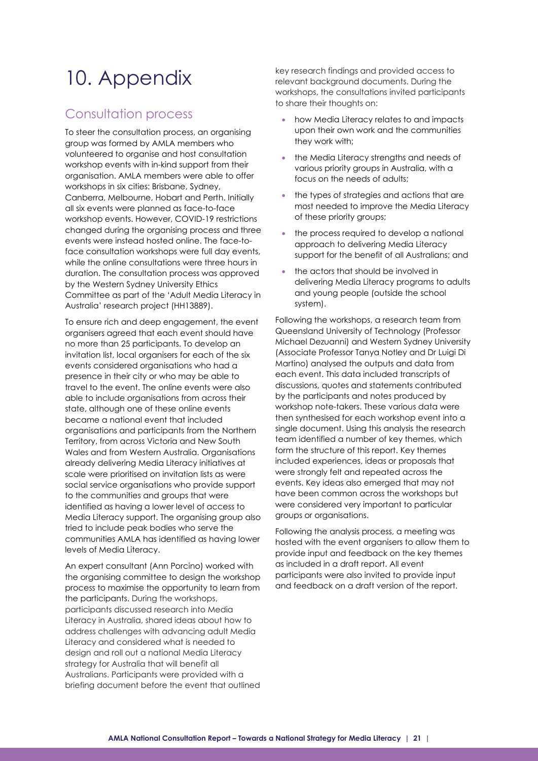# 10. Appendix

## Consultation process

To steer the consultation process, an organising group was formed by AMLA members who volunteered to organise and host consultation workshop events with in-kind support from their organisation. AMLA members were able to offer workshops in six cities: Brisbane, Sydney, Canberra, Melbourne, Hobart and Perth. Initially all six events were planned as face-to-face workshop events. However, COVID-19 restrictions changed during the organising process and three events were instead hosted online. The face-to-face consultation workshops were full day events, while the online consultations were three hours in duration. The consultation process was approved by the Western Sydney University Ethics Committee as part of the 'Adult Media Literacy in Australia' research project (HH13889).

To ensure rich and deep engagement, the event organisers agreed that each event should have no more than 25 participants. To develop an invitation list, local organisers for each of the six events considered organisations who had a presence in their city or who may be able to travel to the event. The online events were also able to include organisations from across their state, although one of these online events became a national event that included organisations and participants from the Northern Territory, from across Victoria and New South Wales and from Western Australia. Organisations already delivering Media Literacy initiatives at scale were prioritised on invitation lists as were social service organisations who provide support to the communities and groups that were identified as having a lower level of access to Media Literacy support. The organising group also tried to include peak bodies who serve the communities AMLA has identified as having lower levels of Media Literacy.

An expert consultant (Ann Porcino) worked with the organising committee to design the workshop process to maximise the opportunity to learn from the participants. During the workshops, participants discussed research into Media Literacy in Australia, shared ideas about how to address challenges with advancing adult Media Literacy and considered what is needed to design and roll out a national Media Literacy strategy for Australia that will benefit all Australians. Participants were provided with a briefing document before the event that outlined key research findings and provided access to relevant background documents. During the workshops, the consultations invited participants to share their thoughts on:

- how Media Literacy relates to and impacts upon their own work and the communities they work with;
- the Media Literacy strengths and needs of various priority groups in Australia, with a focus on the needs of adults;
- the types of strategies and actions that are most needed to improve the Media Literacy of these priority groups;
- the process required to develop a national approach to delivering Media Literacy support for the benefit of all Australians; and
- the actors that should be involved in delivering Media Literacy programs to adults and young people (outside the school system).

Following the workshops, a research team from Queensland University of Technology (Professor Michael Dezuanni) and Western Sydney University (Associate Professor Tanya Notley and Dr Luigi Di Martino) analysed the outputs and data from each event. This data included transcripts of discussions, quotes and statements contributed by the participants and notes produced by workshop note-takers. These various data were then synthesised for each workshop event into a single document. Using this analysis the research team identified a number of key themes, which form the structure of this report. Key themes included experiences, ideas or proposals that were strongly felt and repeated across the events. Key ideas also emerged that may not have been common across the workshops but were considered very important to particular groups or organisations.

Following the analysis process, a meeting was hosted with the event organisers to allow them to provide input and feedback on the key themes as included in a draft report. All event participants were also invited to provide input and feedback on a draft version of the report.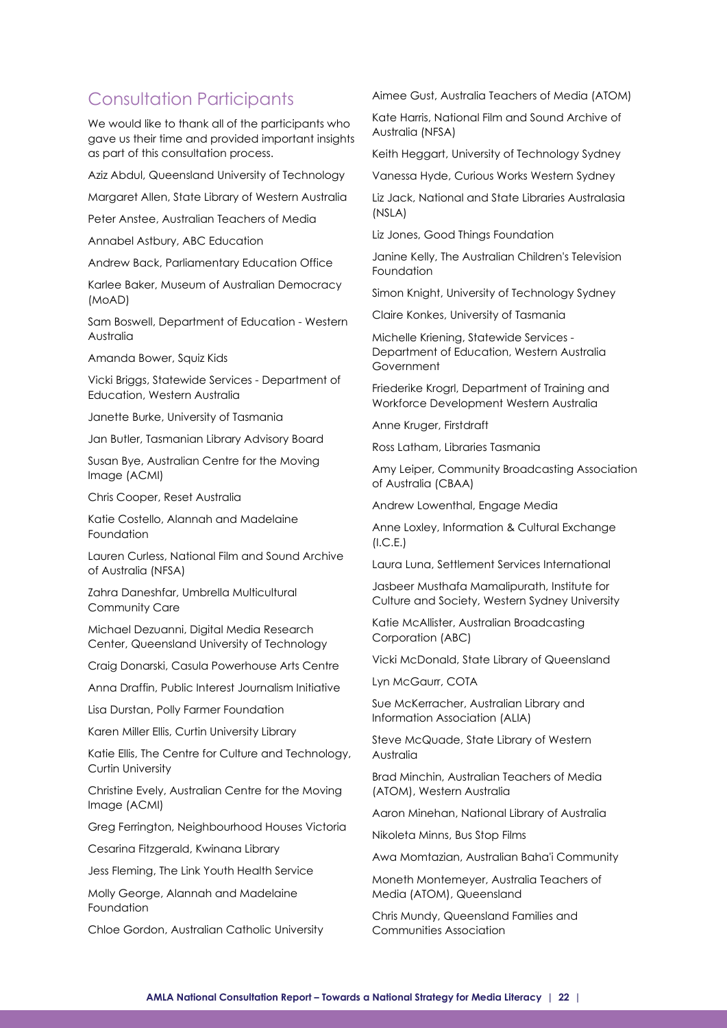## Consultation Participants

We would like to thank all of the participants who gave us their time and provided important insights as part of this consultation process.

Aziz Abdul, Queensland University of Technology

Margaret Allen, State Library of Western Australia

Peter Anstee, Australian Teachers of Media

Annabel Astbury, ABC Education

Andrew Back, Parliamentary Education Office

Karlee Baker, Museum of Australian Democracy (MoAD)

Sam Boswell, Department of Education - Western Australia

Amanda Bower, Squiz Kids

Vicki Briggs, Statewide Services - Department of Education, Western Australia

Janette Burke, University of Tasmania

Jan Butler, Tasmanian Library Advisory Board

Susan Bye, Australian Centre for the Moving Image (ACMI)

Chris Cooper, Reset Australia

Katie Costello, Alannah and Madelaine Foundation

Lauren Curless, National Film and Sound Archive of Australia (NFSA)

Zahra Daneshfar, Umbrella Multicultural Community Care

Michael Dezuanni, Digital Media Research Center, Queensland University of Technology

Craig Donarski, Casula Powerhouse Arts Centre

Anna Draffin, Public Interest Journalism Initiative

Lisa Durstan, Polly Farmer Foundation

Karen Miller Ellis, Curtin University Library

Katie Ellis, The Centre for Culture and Technology, Curtin University

Christine Evely, Australian Centre for the Moving Image (ACMI)

Greg Ferrington, Neighbourhood Houses Victoria

Cesarina Fitzgerald, Kwinana Library

Jess Fleming, The Link Youth Health Service

Molly George, Alannah and Madelaine Foundation

Chloe Gordon, Australian Catholic University

Aimee Gust, Australia Teachers of Media (ATOM)

Kate Harris, National Film and Sound Archive of Australia (NFSA)

Keith Heggart, University of Technology Sydney

Vanessa Hyde, Curious Works Western Sydney

Liz Jack, National and State Libraries Australasia (NSLA)

Liz Jones, Good Things Foundation

Janine Kelly, The Australian Children's Television Foundation

Simon Knight, University of Technology Sydney

Claire Konkes, University of Tasmania

Michelle Kriening, Statewide Services - Department of Education, Western Australia Government

Friederike Krogrl, Department of Training and Workforce Development Western Australia

Anne Kruger, Firstdraft

Ross Latham, Libraries Tasmania

Amy Leiper, Community Broadcasting Association of Australia (CBAA)

Andrew Lowenthal, Engage Media

Anne Loxley, Information & Cultural Exchange (I.C.E.)

Laura Luna, Settlement Services International

Jasbeer Musthafa Mamalipurath, Institute for Culture and Society, Western Sydney University

Katie McAllister, Australian Broadcasting Corporation (ABC)

Vicki McDonald, State Library of Queensland

Lyn McGaurr, COTA

Sue McKerracher, Australian Library and Information Association (ALIA)

Steve McQuade, State Library of Western Australia

Brad Minchin, Australian Teachers of Media (ATOM), Western Australia

Aaron Minehan, National Library of Australia

Nikoleta Minns, Bus Stop Films

Awa Momtazian, Australian Baha'i Community

Moneth Montemeyer, Australia Teachers of Media (ATOM), Queensland

Chris Mundy, Queensland Families and Communities Association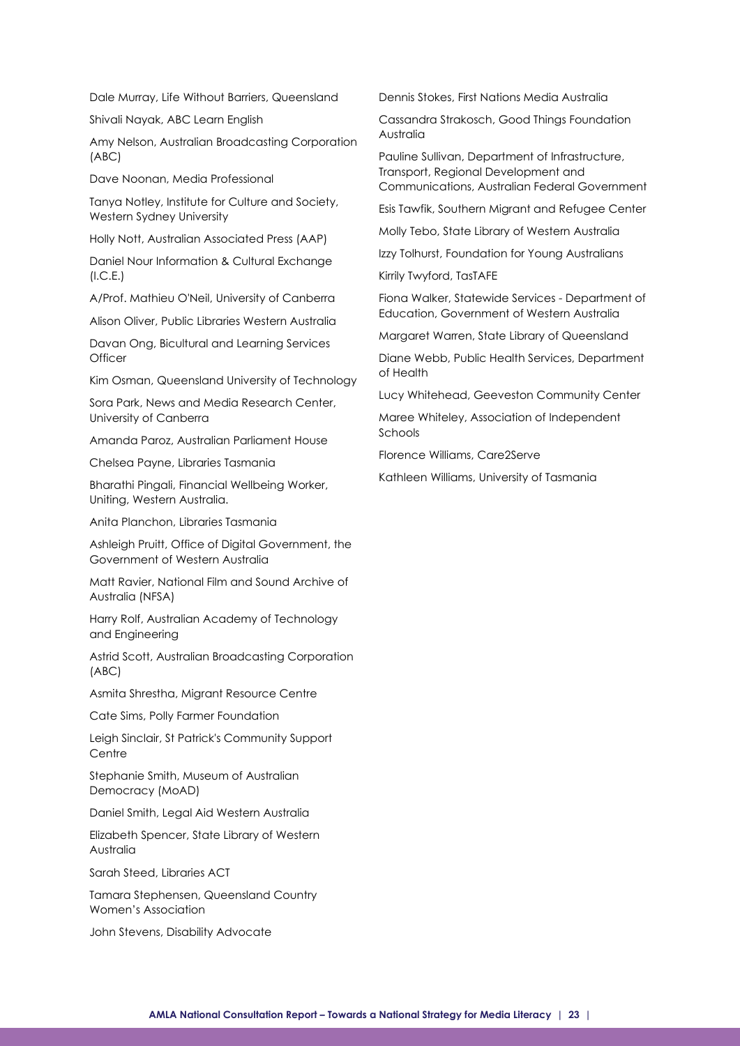Dale Murray, Life Without Barriers, Queensland

Shivali Nayak, ABC Learn English

Amy Nelson, Australian Broadcasting Corporation (ABC)

Dave Noonan, Media Professional

Tanya Notley, Institute for Culture and Society, Western Sydney University

Holly Nott, Australian Associated Press (AAP)

Daniel Nour Information & Cultural Exchange (I.C.E.)

A/Prof. Mathieu O'Neil, University of Canberra

Alison Oliver, Public Libraries Western Australia

Davan Ong, Bicultural and Learning Services Officer

Kim Osman, Queensland University of Technology

Sora Park, News and Media Research Center, University of Canberra

Amanda Paroz, Australian Parliament House

Chelsea Payne, Libraries Tasmania

Bharathi Pingali, Financial Wellbeing Worker, Uniting, Western Australia.

Anita Planchon, Libraries Tasmania

Ashleigh Pruitt, Office of Digital Government, the Government of Western Australia

Matt Ravier, National Film and Sound Archive of Australia (NFSA)

Harry Rolf, Australian Academy of Technology and Engineering

Astrid Scott, Australian Broadcasting Corporation (ABC)

Asmita Shrestha, Migrant Resource Centre

Cate Sims, Polly Farmer Foundation

Leigh Sinclair, St Patrick's Community Support Centre

Stephanie Smith, Museum of Australian Democracy (MoAD)

Daniel Smith, Legal Aid Western Australia

Elizabeth Spencer, State Library of Western Australia

Sarah Steed, Libraries ACT

Tamara Stephensen, Queensland Country Women's Association

John Stevens, Disability Advocate

Dennis Stokes, First Nations Media Australia

Cassandra Strakosch, Good Things Foundation Australia

Pauline Sullivan, Department of Infrastructure, Transport, Regional Development and Communications, Australian Federal Government

Esis Tawfik, Southern Migrant and Refugee Center

Molly Tebo, State Library of Western Australia

Izzy Tolhurst, Foundation for Young Australians

Kirrily Twyford, TasTAFE

Fiona Walker, Statewide Services - Department of Education, Government of Western Australia

Margaret Warren, State Library of Queensland

Diane Webb, Public Health Services, Department of Health

Lucy Whitehead, Geeveston Community Center

Maree Whiteley, Association of Independent Schools

Florence Williams, Care2Serve

Kathleen Williams, University of Tasmania